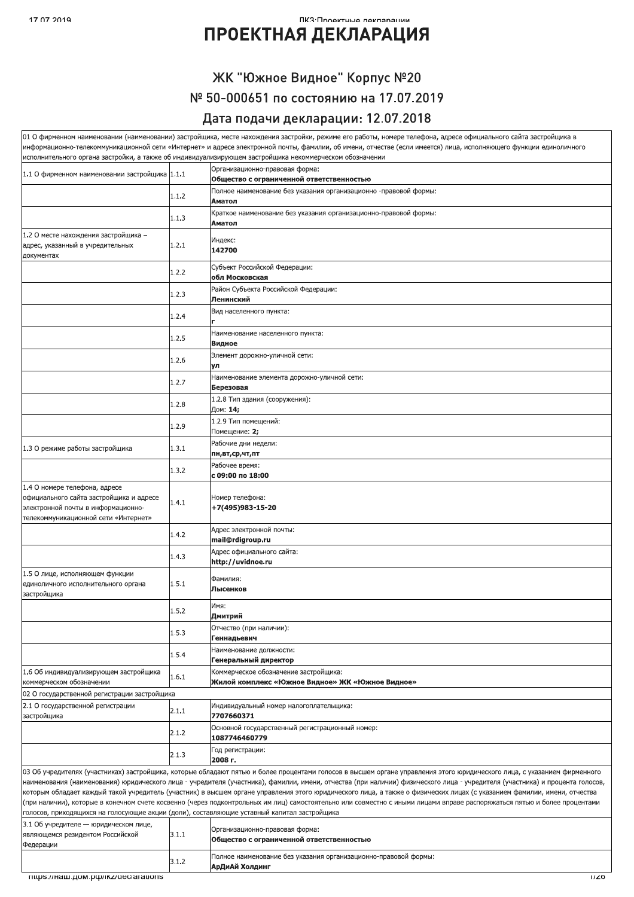# ПРОЕКТНАЯ ДЕКЛАРАЦИЯ

## ЖК "Южное Видное" Корпус №20

## № 50-000651 по состоянию на 17.07.2019

## Дата подачи декларации: 12.07.2018

| | | |
|---|---|---|
| 01 О фирменном наименовании (наименовании) застройщика, месте нахождения застройки, режиме его работы, номере телефона, адресе официального сайта застройщика в информационно-телекоммуникационной сети «Интернет» и адресе электронной почты, фамилии, об имени, отчестве (если имеется) лица, исполняющего функции единоличного исполнительного органа застройки, а также об индивидуализирующем застройщика некоммерческом обозначении | | |
| 1.1 О фирменном наименовании застройщика | 1.1.1 | Организационно-правовая форма:<br>**Общество с ограниченной ответственностью** |
| | 1.1.2 | Полное наименование без указания организационно -правовой формы:<br>**Аматол** |
| | 1.1.3 | Краткое наименование без указания организационно-правовой формы:<br>**Аматол** |
| 1.2 О месте нахождения застройщика – адрес, указанный в учредительных документах | 1.2.1 | Индекс:<br>**142700** |
| | 1.2.2 | Субъект Российской Федерации:<br>**обл Московская** |
| | 1.2.3 | Район Субъекта Российской Федерации:<br>**Ленинский** |
| | 1.2.4 | Вид населенного пункта:<br>**г** |
| | 1.2.5 | Наименование населенного пункта:<br>**Видное** |
| | 1.2.6 | Элемент дорожно-уличной сети:<br>**ул** |
| | 1.2.7 | Наименование элемента дорожно-уличной сети:<br>**Березовая** |
| | 1.2.8 | 1.2.8 Тип здания (сооружения):<br>Дом: **14;** |
| | 1.2.9 | 1.2.9 Тип помещений:<br>Помещение: **2;** |
| 1.3 О режиме работы застройщика | 1.3.1 | Рабочие дни недели:<br>**пн,вт,ср,чт,пт** |
| | 1.3.2 | Рабочее время:<br>**с 09:00 по 18:00** |
| 1.4 О номере телефона, адресе официального сайта застройщика и адресе электронной почты в информационно-телекоммуникационной сети «Интернет» | 1.4.1 | Номер телефона:<br>**+7(495)983-15-20** |
| | 1.4.2 | Адрес электронной почты:<br>**mail@rdigroup.ru** |
| | 1.4.3 | Адрес официального сайта:<br>**http://uvidnoe.ru** |
| 1.5 О лице, исполняющем функции единоличного исполнительного органа застройщика | 1.5.1 | Фамилия:<br>**Лысенков** |
| | 1.5.2 | Имя:<br>**Дмитрий** |
| | 1.5.3 | Отчество (при наличии):<br>**Геннадьевич** |
| | 1.5.4 | Наименование должности:<br>**Генеральный директор** |
| 1.6 Об индивидуализирующем застройщика коммерческом обозначении | 1.6.1 | Коммерческое обозначение застройщика:<br>**Жилой комплекс «Южное Видное» ЖК «Южное Видное»** |
| 02 О государственной регистрации застройщика | | |
| 2.1 О государственной регистрации застройщика | 2.1.1 | Индивидуальный номер налогоплательщика:<br>**7707660371** |
| | 2.1.2 | Основной государственный регистрационный номер:<br>**1087746460779** |
| | 2.1.3 | Год регистрации:<br>**2008 г.** |
| 03 Об учредителях (участниках) застройщика, которые обладают пятью и более процентами голосов в высшем органе управления этого юридического лица, с указанием фирменного наименования (наименования) юридического лица - учредителя (участника), фамилии, имени, отчества (при наличии) физического лица - учредителя (участника) и процента голосов, которым обладает каждый такой учредитель (участник) в высшем органе управления этого юридического лица, а также о физических лицах (с указанием фамилии, имени, отчества (при наличии), которые в конечном счете косвенно (через подконтрольных им лиц) самостоятельно или совместно с иными лицами вправе распоряжаться пятью и более процентами голосов, приходящихся на голосующие акции (доли), составляющие уставный капитал застройщика | | |
| 3.1 Об учредителе — юридическом лице, являющемся резидентом Российской Федерации | 3.1.1 | Организационно-правовая форма:<br>**Общество с ограниченной ответственностью** |
| | 3.1.2 | Полное наименование без указания организационно-правовой формы:<br>**АрДиАй Холдинг** |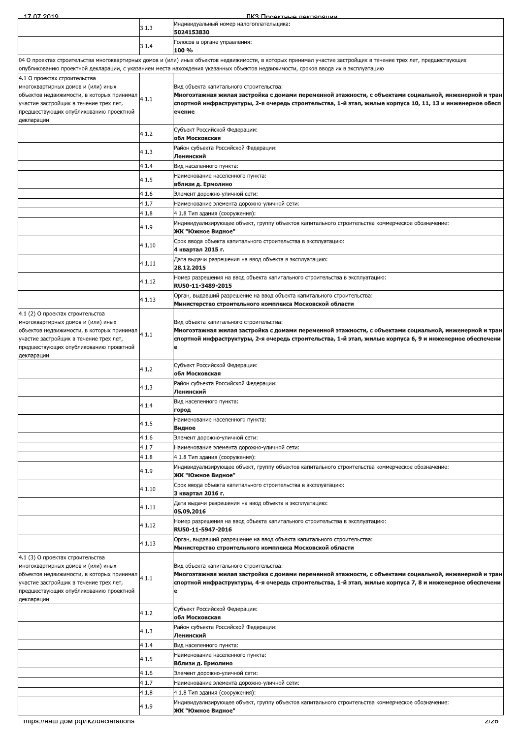| | | |
|---|---|---|
| | 3.1.3 | Индивидуальный номер налогоплательщика: **5024153830** |
| | 3.1.4 | Голосов в органе управления: **100 %** |
| 04 О проектах строительства многоквартирных домов и (или) иных объектов недвижимости, в которых принимал участие застройщик в течение трех лет, предшествующих опубликованию проектной декларации, с указанием места нахождения указанных объектов недвижимости, сроков ввода их в эксплуатацию | | |
| 4.1 О проектах строительства многоквартирных домов и (или) иных объектов недвижимости, в которых принимал участие застройщик в течение трех лет, предшествующих опубликованию проектной декларации | 4.1.1 | Вид объекта капитального строительства: **Многоэтажная жилая застройка с домами переменной этажности, с объектами социальной, инженерной и транспортной инфраструктуры, 2-я очередь строительства, 1-й этап, жилые корпуса 10, 11, 13 и инженерное обеспечение** |
| | 4.1.2 | Субъект Российской Федерации: **обл Московская** |
| | 4.1.3 | Район субъекта Российской Федерации: **Ленинский** |
| | 4.1.4 | Вид населенного пункта: |
| | 4.1.5 | Наименование населенного пункта: **вблизи д. Ермолино** |
| | 4.1.6 | Элемент дорожно-уличной сети: |
| | 4.1.7 | Наименование элемента дорожно-уличной сети: |
| | 4.1.8 | 4.1.8 Тип здания (сооружения): |
| | 4.1.9 | Индивидуализирующее объект, группу объектов капитального строительства коммерческое обозначение: **ЖК "Южное Видное"** |
| | 4.1.10 | Срок ввода объекта капитального строительства в эксплуатацию: **4 квартал 2015 г.** |
| | 4.1.11 | Дата выдачи разрешения на ввод объекта в эксплуатацию: **28.12.2015** |
| | 4.1.12 | Номер разрешения на ввод объекта капитального строительства в эксплуатацию: **RU50-11-3489-2015** |
| | 4.1.13 | Орган, выдавший разрешение на ввод объекта капитального строительства: **Министерство строительного комплекса Московской области** |
| 4.1 (2) О проектах строительства многоквартирных домов и (или) иных объектов недвижимости, в которых принимал участие застройщик в течение трех лет, предшествующих опубликованию проектной декларации | 4.1.1 | Вид объекта капитального строительства: **Многоэтажная жилая застройка с домами переменной этажности, с объектами социальной, инженерной и транспортной инфраструктуры, 2-я очередь строительства, 1-й этап, жилые корпуса 6, 9 и инженерное обеспечение** |
| | 4.1.2 | Субъект Российской Федерации: **обл Московская** |
| | 4.1.3 | Район субъекта Российской Федерации: **Ленинский** |
| | 4.1.4 | Вид населенного пункта: **город** |
| | 4.1.5 | Наименование населенного пункта: **Видное** |
| | 4.1.6 | Элемент дорожно-уличной сети: |
| | 4.1.7 | Наименование элемента дорожно-уличной сети: |
| | 4.1.8 | 4.1.8 Тип здания (сооружения): |
| | 4.1.9 | Индивидуализирующее объект, группу объектов капитального строительства коммерческое обозначение: **ЖК "Южное Видное"** |
| | 4.1.10 | Срок ввода объекта капитального строительства в эксплуатацию: **3 квартал 2016 г.** |
| | 4.1.11 | Дата выдачи разрешения на ввод объекта в эксплуатацию: **05.09.2016** |
| | 4.1.12 | Номер разрешения на ввод объекта капитального строительства в эксплуатацию: **RU50-11-5947-2016** |
| | 4.1.13 | Орган, выдавший разрешение на ввод объекта капитального строительства: **Министерство строительного комплекса Московской области** |
| 4.1 (3) О проектах строительства многоквартирных домов и (или) иных объектов недвижимости, в которых принимал участие застройщик в течение трех лет, предшествующих опубликованию проектной декларации | 4.1.1 | Вид объекта капитального строительства: **Многоэтажная жилая застройка с домами переменной этажности, с объектами социальной, инженерной и транспортной инфраструктуры, 4-я очередь строительства, 1-й этап, жилые корпуса 7, 8 и инженерное обеспечение** |
| | 4.1.2 | Субъект Российской Федерации: **обл Московская** |
| | 4.1.3 | Район субъекта Российской Федерации: **Ленинский** |
| | 4.1.4 | Вид населенного пункта: |
| | 4.1.5 | Наименование населенного пункта: **Вблизи д. Ермолино** |
| | 4.1.6 | Элемент дорожно-уличной сети: |
| | 4.1.7 | Наименование элемента дорожно-уличной сети: |
| | 4.1.8 | 4.1.8 Тип здания (сооружения): |
| | 4.1.9 | Индивидуализирующее объект, группу объектов капитального строительства коммерческое обозначение: **ЖК "Южное Видное"** |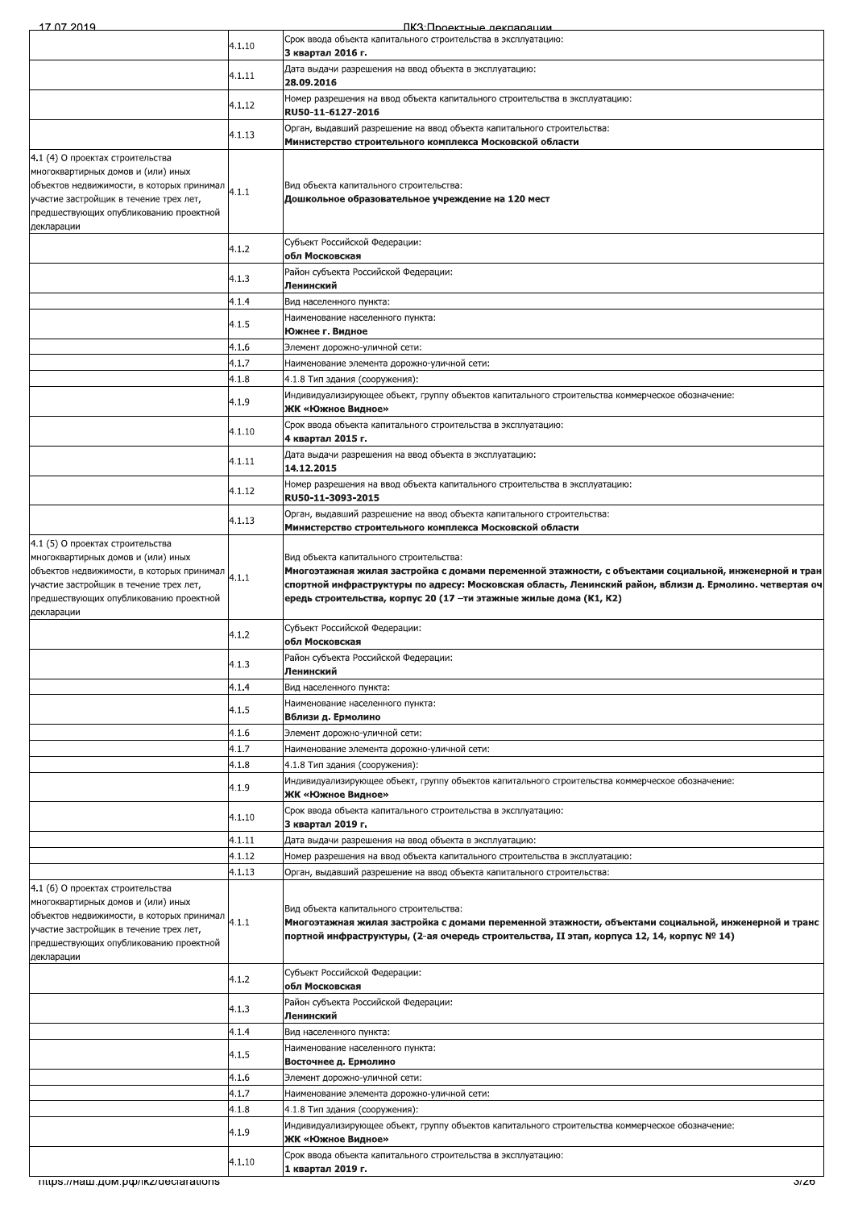| | | |
|---|---|---|
| | 4.1.10 | Срок ввода объекта капитального строительства в эксплуатацию:<br>**3 квартал 2016 г.** |
| | 4.1.11 | Дата выдачи разрешения на ввод объекта в эксплуатацию:<br>**28.09.2016** |
| | 4.1.12 | Номер разрешения на ввод объекта капитального строительства в эксплуатацию:<br>**RU50-11-6127-2016** |
| | 4.1.13 | Орган, выдавший разрешение на ввод объекта капитального строительства:<br>**Министерство строительного комплекса Московской области** |
| 4.1 (4) О проектах строительства многоквартирных домов и (или) иных объектов недвижимости, в которых принимал участие застройщик в течение трех лет, предшествующих опубликованию проектной декларации | 4.1.1 | Вид объекта капитального строительства:<br>**Дошкольное образовательное учреждение на 120 мест** |
| | 4.1.2 | Субъект Российской Федерации:<br>**обл Московская** |
| | 4.1.3 | Район субъекта Российской Федерации:<br>**Ленинский** |
| | 4.1.4 | Вид населенного пункта: |
| | 4.1.5 | Наименование населенного пункта:<br>**Южнее г. Видное** |
| | 4.1.6 | Элемент дорожно-уличной сети: |
| | 4.1.7 | Наименование элемента дорожно-уличной сети: |
| | 4.1.8 | 4.1.8 Тип здания (сооружения): |
| | 4.1.9 | Индивидуализирующее объект, группу объектов капитального строительства коммерческое обозначение:<br>**ЖК «Южное Видное»** |
| | 4.1.10 | Срок ввода объекта капитального строительства в эксплуатацию:<br>**4 квартал 2015 г.** |
| | 4.1.11 | Дата выдачи разрешения на ввод объекта в эксплуатацию:<br>**14.12.2015** |
| | 4.1.12 | Номер разрешения на ввод объекта капитального строительства в эксплуатацию:<br>**RU50-11-3093-2015** |
| | 4.1.13 | Орган, выдавший разрешение на ввод объекта капитального строительства:<br>**Министерство строительного комплекса Московской области** |
| 4.1 (5) О проектах строительства многоквартирных домов и (или) иных объектов недвижимости, в которых принимал участие застройщик в течение трех лет, предшествующих опубликованию проектной декларации | 4.1.1 | Вид объекта капитального строительства:<br>**Многоэтажная жилая застройка с домами переменной этажности, с объектами социальной, инженерной и транспортной инфраструктуры по адресу: Московская область, Ленинский район, вблизи д. Ермолино. четвертая очередь строительства, корпус 20 (17 –ти этажные жилые дома (К1, К2)** |
| | 4.1.2 | Субъект Российской Федерации:<br>**обл Московская** |
| | 4.1.3 | Район субъекта Российской Федерации:<br>**Ленинский** |
| | 4.1.4 | Вид населенного пункта: |
| | 4.1.5 | Наименование населенного пункта:<br>**Вблизи д. Ермолино** |
| | 4.1.6 | Элемент дорожно-уличной сети: |
| | 4.1.7 | Наименование элемента дорожно-уличной сети: |
| | 4.1.8 | 4.1.8 Тип здания (сооружения): |
| | 4.1.9 | Индивидуализирующее объект, группу объектов капитального строительства коммерческое обозначение:<br>**ЖК «Южное Видное»** |
| | 4.1.10 | Срок ввода объекта капитального строительства в эксплуатацию:<br>**3 квартал 2019 г.** |
| | 4.1.11 | Дата выдачи разрешения на ввод объекта в эксплуатацию: |
| | 4.1.12 | Номер разрешения на ввод объекта капитального строительства в эксплуатацию: |
| | 4.1.13 | Орган, выдавший разрешение на ввод объекта капитального строительства: |
| 4.1 (6) О проектах строительства многоквартирных домов и (или) иных объектов недвижимости, в которых принимал участие застройщик в течение трех лет, предшествующих опубликованию проектной декларации | 4.1.1 | Вид объекта капитального строительства:<br>**Многоэтажная жилая застройка с домами переменной этажности, объектами социальной, инженерной и транспортной инфраструктуры, (2-ая очередь строительства, II этап, корпуса 12, 14, корпус № 14)** |
| | 4.1.2 | Субъект Российской Федерации:<br>**обл Московская** |
| | 4.1.3 | Район субъекта Российской Федерации:<br>**Ленинский** |
| | 4.1.4 | Вид населенного пункта: |
| | 4.1.5 | Наименование населенного пункта:<br>**Восточнее д. Ермолино** |
| | 4.1.6 | Элемент дорожно-уличной сети: |
| | 4.1.7 | Наименование элемента дорожно-уличной сети: |
| | 4.1.8 | 4.1.8 Тип здания (сооружения): |
| | 4.1.9 | Индивидуализирующее объект, группу объектов капитального строительства коммерческое обозначение:<br>**ЖК «Южное Видное»** |
| | 4.1.10 | Срок ввода объекта капитального строительства в эксплуатацию:<br>**1 квартал 2019 г.** |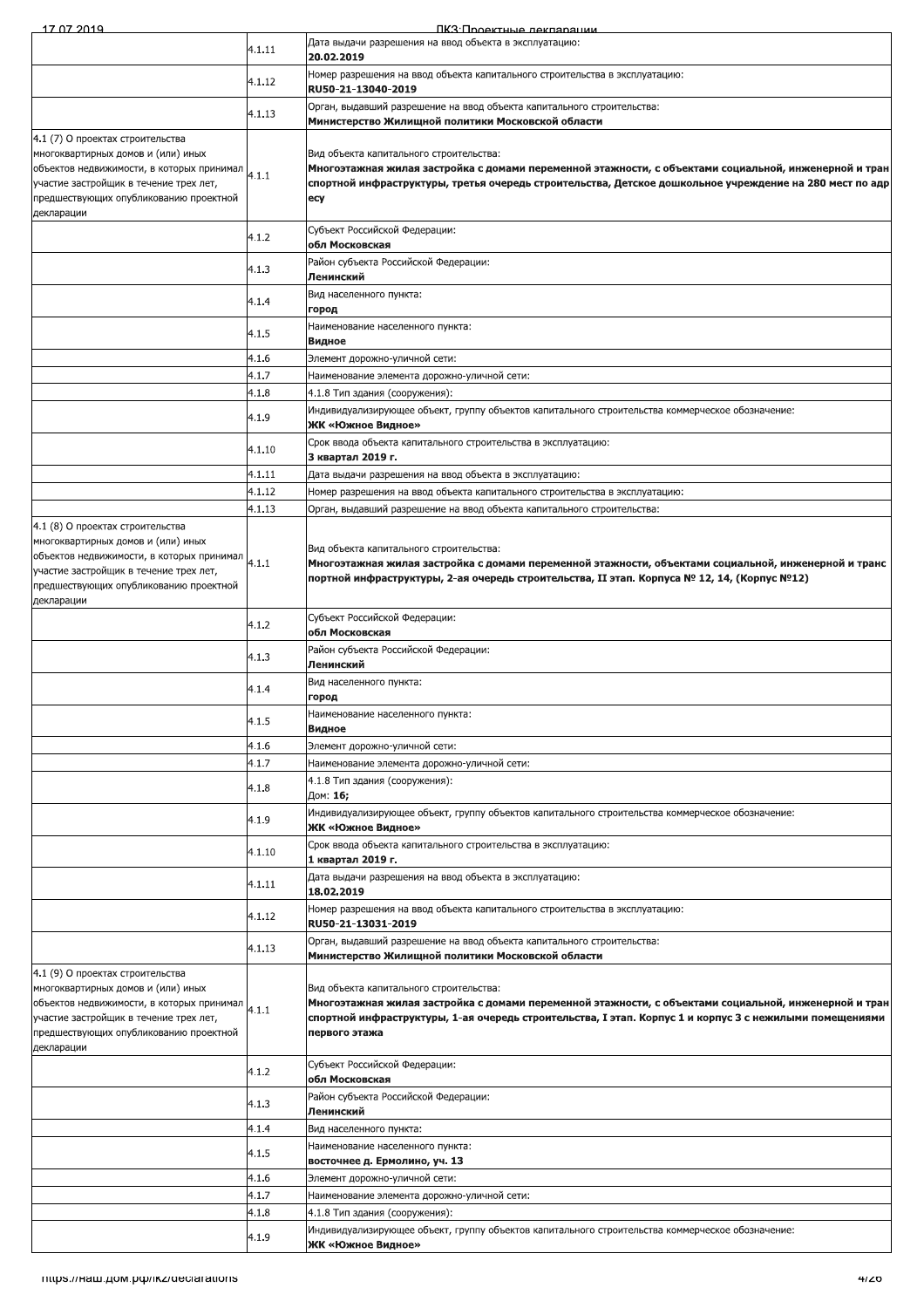| | | |
|---|---|---|
| | 4.1.11 | Дата выдачи разрешения на ввод объекта в эксплуатацию: **20.02.2019** |
| | 4.1.12 | Номер разрешения на ввод объекта капитального строительства в эксплуатацию: **RU50-21-13040-2019** |
| | 4.1.13 | Орган, выдавший разрешение на ввод объекта капитального строительства: **Министерство Жилищной политики Московской области** |
| 4.1 (7) О проектах строительства многоквартирных домов и (или) иных объектов недвижимости, в которых принимал участие застройщик в течение трех лет, предшествующих опубликованию проектной декларации | 4.1.1 | Вид объекта капитального строительства: **Многоэтажная жилая застройка с домами переменной этажности, с объектами социальной, инженерной и транспортной инфраструктуры, третья очередь строительства, Детское дошкольное учреждение на 280 мест по адресу** |
| | 4.1.2 | Субъект Российской Федерации: **обл Московская** |
| | 4.1.3 | Район субъекта Российской Федерации: **Ленинский** |
| | 4.1.4 | Вид населенного пункта: **город** |
| | 4.1.5 | Наименование населенного пункта: **Видное** |
| | 4.1.6 | Элемент дорожно-уличной сети: |
| | 4.1.7 | Наименование элемента дорожно-уличной сети: |
| | 4.1.8 | 4.1.8 Тип здания (сооружения): |
| | 4.1.9 | Индивидуализирующее объект, группу объектов капитального строительства коммерческое обозначение: **ЖК «Южное Видное»** |
| | 4.1.10 | Срок ввода объекта капитального строительства в эксплуатацию: **3 квартал 2019 г.** |
| | 4.1.11 | Дата выдачи разрешения на ввод объекта в эксплуатацию: |
| | 4.1.12 | Номер разрешения на ввод объекта капитального строительства в эксплуатацию: |
| | 4.1.13 | Орган, выдавший разрешение на ввод объекта капитального строительства: |
| 4.1 (8) О проектах строительства многоквартирных домов и (или) иных объектов недвижимости, в которых принимал участие застройщик в течение трех лет, предшествующих опубликованию проектной декларации | 4.1.1 | Вид объекта капитального строительства: **Многоэтажная жилая застройка с домами переменной этажности, объектами социальной, инженерной и транспортной инфраструктуры, 2-ая очередь строительства, II этап. Корпуса № 12, 14, (Корпус №12)** |
| | 4.1.2 | Субъект Российской Федерации: **обл Московская** |
| | 4.1.3 | Район субъекта Российской Федерации: **Ленинский** |
| | 4.1.4 | Вид населенного пункта: **город** |
| | 4.1.5 | Наименование населенного пункта: **Видное** |
| | 4.1.6 | Элемент дорожно-уличной сети: |
| | 4.1.7 | Наименование элемента дорожно-уличной сети: |
| | 4.1.8 | 4.1.8 Тип здания (сооружения): Дом: **16;** |
| | 4.1.9 | Индивидуализирующее объект, группу объектов капитального строительства коммерческое обозначение: **ЖК «Южное Видное»** |
| | 4.1.10 | Срок ввода объекта капитального строительства в эксплуатацию: **1 квартал 2019 г.** |
| | 4.1.11 | Дата выдачи разрешения на ввод объекта в эксплуатацию: **18.02.2019** |
| | 4.1.12 | Номер разрешения на ввод объекта капитального строительства в эксплуатацию: **RU50-21-13031-2019** |
| | 4.1.13 | Орган, выдавший разрешение на ввод объекта капитального строительства: **Министерство Жилищной политики Московской области** |
| 4.1 (9) О проектах строительства многоквартирных домов и (или) иных объектов недвижимости, в которых принимал участие застройщик в течение трех лет, предшествующих опубликованию проектной декларации | 4.1.1 | Вид объекта капитального строительства: **Многоэтажная жилая застройка с домами переменной этажности, с объектами социальной, инженерной и транспортной инфраструктуры, 1-ая очередь строительства, I этап. Корпус 1 и корпус 3 с нежилыми помещениями первого этажа** |
| | 4.1.2 | Субъект Российской Федерации: **обл Московская** |
| | 4.1.3 | Район субъекта Российской Федерации: **Ленинский** |
| | 4.1.4 | Вид населенного пункта: |
| | 4.1.5 | Наименование населенного пункта: **восточнее д. Ермолино, уч. 13** |
| | 4.1.6 | Элемент дорожно-уличной сети: |
| | 4.1.7 | Наименование элемента дорожно-уличной сети: |
| | 4.1.8 | 4.1.8 Тип здания (сооружения): |
| | 4.1.9 | Индивидуализирующее объект, группу объектов капитального строительства коммерческое обозначение: **ЖК «Южное Видное»** |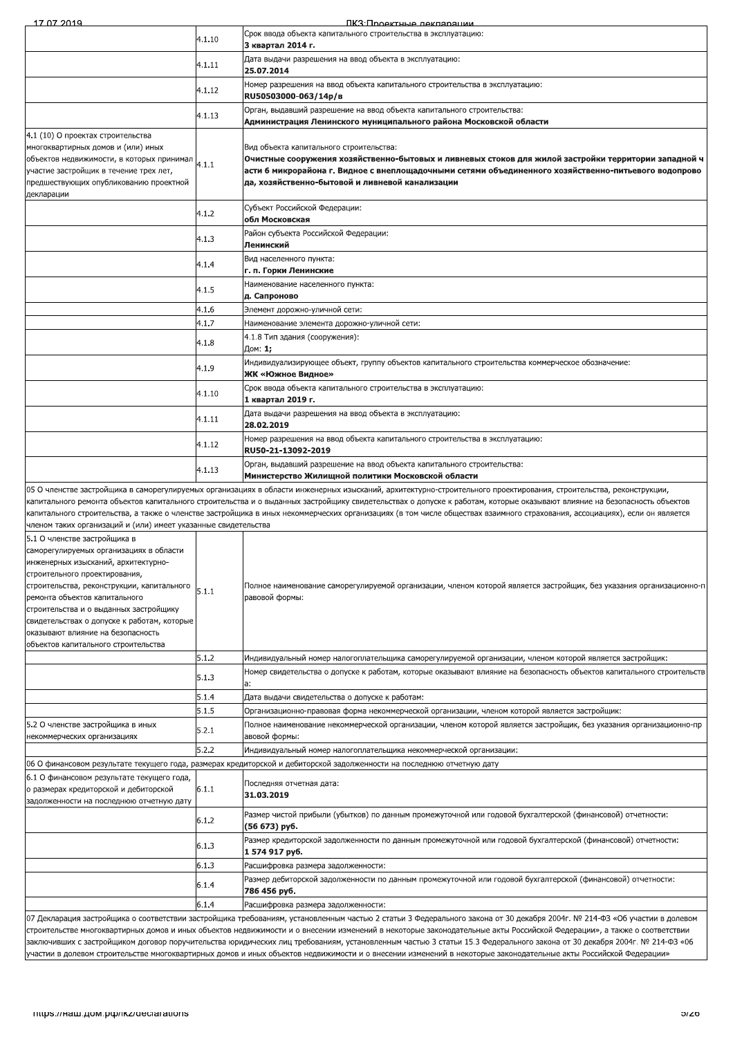| | | |
|---|---|---|
| | 4.1.10 | Срок ввода объекта капитального строительства в эксплуатацию:<br>**3 квартал 2014 г.** |
| | 4.1.11 | Дата выдачи разрешения на ввод объекта в эксплуатацию:<br>**25.07.2014** |
| | 4.1.12 | Номер разрешения на ввод объекта капитального строительства в эксплуатацию:<br>**RU50503000-063/14р/в** |
| | 4.1.13 | Орган, выдавший разрешение на ввод объекта капитального строительства:<br>**Администрация Ленинского муниципального района Московской области** |
| 4.1 (10) О проектах строительства многоквартирных домов и (или) иных объектов недвижимости, в которых принимал участие застройщик в течение трех лет, предшествующих опубликованию проектной декларации | 4.1.1 | Вид объекта капитального строительства:<br>**Очистные сооружения хозяйственно-бытовых и ливневых стоков для жилой застройки территории западной части 6 микрорайона г. Видное с внеплощадочными сетями объединенного хозяйственно-питьевого водопровода, хозяйственно-бытовой и ливневой канализации** |
| | 4.1.2 | Субъект Российской Федерации:<br>**обл Московская** |
| | 4.1.3 | Район субъекта Российской Федерации:<br>**Ленинский** |
| | 4.1.4 | Вид населенного пункта:<br>**г. п. Горки Ленинские** |
| | 4.1.5 | Наименование населенного пункта:<br>**д. Сапроново** |
| | 4.1.6 | Элемент дорожно-уличной сети: |
| | 4.1.7 | Наименование элемента дорожно-уличной сети: |
| | 4.1.8 | 4.1.8 Тип здания (сооружения):<br>Дом: **1;** |
| | 4.1.9 | Индивидуализирующее объект, группу объектов капитального строительства коммерческое обозначение:<br>**ЖК «Южное Видное»** |
| | 4.1.10 | Срок ввода объекта капитального строительства в эксплуатацию:<br>**1 квартал 2019 г.** |
| | 4.1.11 | Дата выдачи разрешения на ввод объекта в эксплуатацию:<br>**28.02.2019** |
| | 4.1.12 | Номер разрешения на ввод объекта капитального строительства в эксплуатацию:<br>**RU50-21-13092-2019** |
| | 4.1.13 | Орган, выдавший разрешение на ввод объекта капитального строительства:<br>**Министерство Жилищной политики Московской области** |

05 О членстве застройщика в саморегулируемых организациях в области инженерных изысканий, архитектурно-строительного проектирования, строительства, реконструкции, капитального ремонта объектов капитального строительства и о выданных застройщику свидетельствах о допуске к работам, которые оказывают влияние на безопасность объектов капитального строительства, а также о членстве застройщика в иных некоммерческих организациях (в том числе обществах взаимного страхования, ассоциациях), если он является членом таких организаций и (или) имеет указанные свидетельства

| | | |
|---|---|---|
| 5.1 О членстве застройщика в саморегулируемых организациях в области инженерных изысканий, архитектурно-строительного проектирования, строительства, реконструкции, капитального ремонта объектов капитального строительства и о выданных застройщику свидетельствах о допуске к работам, которые оказывают влияние на безопасность объектов капитального строительства | 5.1.1 | Полное наименование саморегулируемой организации, членом которой является застройщик, без указания организационно-правовой формы: |
| | 5.1.2 | Индивидуальный номер налогоплательщика саморегулируемой организации, членом которой является застройщик: |
| | 5.1.3 | Номер свидетельства о допуске к работам, которые оказывают влияние на безопасность объектов капитального строительства: |
| | 5.1.4 | Дата выдачи свидетельства о допуске к работам: |
| | 5.1.5 | Организационно-правовая форма некоммерческой организации, членом которой является застройщик: |
| 5.2 О членстве застройщика в иных некоммерческих организациях | 5.2.1 | Полное наименование некоммерческой организации, членом которой является застройщик, без указания организационно-правовой формы: |
| | 5.2.2 | Индивидуальный номер налогоплательщика некоммерческой организации: |

06 О финансовом результате текущего года, размерах кредиторской и дебиторской задолженности на последнюю отчетную дату

| | | |
|---|---|---|
| 6.1 О финансовом результате текущего года, о размерах кредиторской и дебиторской задолженности на последнюю отчетную дату | 6.1.1 | Последняя отчетная дата:<br>**31.03.2019** |
| | 6.1.2 | Размер чистой прибыли (убытков) по данным промежуточной или годовой бухгалтерской (финансовой) отчетности:<br>**(56 673) руб.** |
| | 6.1.3 | Размер кредиторской задолженности по данным промежуточной или годовой бухгалтерской (финансовой) отчетности:<br>**1 574 917 руб.** |
| | 6.1.3 | Расшифровка размера задолженности: |
| | 6.1.4 | Размер дебиторской задолженности по данным промежуточной или годовой бухгалтерской (финансовой) отчетности:<br>**786 456 руб.** |
| | 6.1.4 | Расшифровка размера задолженности: |

07 Декларация застройщика о соответствии застройщика требованиям, установленным частью 2 статьи 3 Федерального закона от 30 декабря 2004г. № 214-ФЗ «Об участии в долевом строительстве многоквартирных домов и иных объектов недвижимости и о внесении изменений в некоторые законодательные акты Российской Федерации», а также о соответствии заключивших с застройщиком договор поручительства юридических лиц требованиям, установленным частью 3 статьи 15.3 Федерального закона от 30 декабря 2004г. № 214-ФЗ «Об участии в долевом строительстве многоквартирных домов и иных объектов недвижимости и о внесении изменений в некоторые законодательные акты Российской Федерации»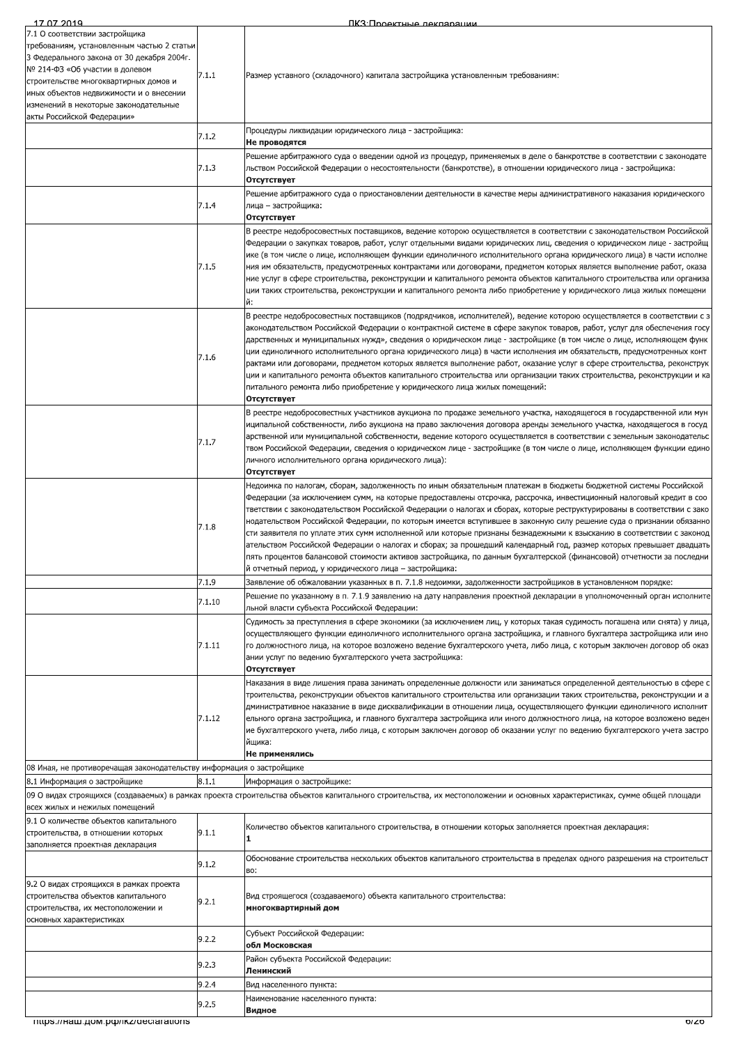| | | |
|---|---|---|
| 7.1 О соответствии застройщика требованиям, установленным частью 2 статьи 3 Федерального закона от 30 декабря 2004г. № 214-ФЗ «Об участии в долевом строительстве многоквартирных домов и иных объектов недвижимости и о внесении изменений в некоторые законодательные акты Российской Федерации» | 7.1.1 | Размер уставного (складочного) капитала застройщика установленным требованиям: |
| | 7.1.2 | Процедуры ликвидации юридического лица - застройщика:<br>**Не проводятся** |
| | 7.1.3 | Решение арбитражного суда о введении одной из процедур, применяемых в деле о банкротстве в соответствии с законодательством Российской Федерации о несостоятельности (банкротстве), в отношении юридического лица - застройщика:<br>**Отсутствует** |
| | 7.1.4 | Решение арбитражного суда о приостановлении деятельности в качестве меры административного наказания юридического лица – застройщика:<br>**Отсутствует** |
| | 7.1.5 | В реестре недобросовестных поставщиков, ведение которою осуществляется в соответствии с законодательством Российской Федерации о закупках товаров, работ, услуг отдельными видами юридических лиц, сведения о юридическом лице - застройщике (в том числе о лице, исполняющем функции единоличного исполнительного органа юридического лица) в части исполнения им обязательств, предусмотренных контрактами или договорами, предметом которых является выполнение работ, оказание услуг в сфере строительства, реконструкции и капитального ремонта объектов капитального строительства или организации таких строительства, реконструкции и капитального ремонта либо приобретение у юридического лица жилых помещений: |
| | 7.1.6 | В реестре недобросовестных поставщиков (подрядчиков, исполнителей), ведение которою осуществляется в соответствии с законодательством Российской Федерации о контрактной системе в сфере закупок товаров, работ, услуг для обеспечения государственных и муниципальных нужд», сведения о юридическом лице - застройщике (в том числе о лице, исполняющем функции единоличного исполнительного органа юридического лица) в части исполнения им обязательств, предусмотренных контрактами или договорами, предметом которых является выполнение работ, оказание услуг в сфере строительства, реконструкции и капитального ремонта объектов капитального строительства или организации таких строительства, реконструкции и капитального ремонта либо приобретение у юридического лица жилых помещений:<br>**Отсутствует** |
| | 7.1.7 | В реестре недобросовестных участников аукциона по продаже земельного участка, находящегося в государственной или муниципальной собственности, либо аукциона на право заключения договора аренды земельного участка, находящегося в государственной или муниципальной собственности, ведение которого осуществляется в соответствии с земельным законодательством Российской Федерации, сведения о юридическом лице - застройщике (в том числе о лице, исполняющем функции единоличного исполнительного органа юридического лица):<br>**Отсутствует** |
| | 7.1.8 | Недоимка по налогам, сборам, задолженность по иным обязательным платежам в бюджеты бюджетной системы Российской Федерации (за исключением сумм, на которые предоставлены отсрочка, рассрочка, инвестиционный налоговый кредит в соответствии с законодательством Российской Федерации о налогах и сборах, которые реструктурированы в соответствии с законодательством Российской Федерации, по которым имеется вступившее в законную силу решение суда о признании обязанности заявителя по уплате этих сумм исполненной или которые признаны безнадежными к взысканию в соответствии с законодательством Российской Федерации о налогах и сборах; за прошедший календарный год, размер которых превышает двадцать пять процентов балансовой стоимости активов застройщика, по данным бухгалтерской (финансовой) отчетности за последний отчетный период, у юридического лица – застройщика: |
| | 7.1.9 | Заявление об обжаловании указанных в п. 7.1.8 недоимки, задолженности застройщиков в установленном порядке: |
| | 7.1.10 | Решение по указанному в п. 7.1.9 заявлению на дату направления проектной декларации в уполномоченный орган исполнительной власти субъекта Российской Федерации: |
| | 7.1.11 | Судимость за преступления в сфере экономики (за исключением лиц, у которых такая судимость погашена или снята) у лица, осуществляющего функции единоличного исполнительного органа застройщика, и главного бухгалтера застройщика или иного должностного лица, на которое возложено ведение бухгалтерского учета, либо лица, с которым заключен договор об оказании услуг по ведению бухгалтерского учета застройщика:<br>**Отсутствует** |
| | 7.1.12 | Наказания в виде лишения права занимать определенные должности или заниматься определенной деятельностью в сфере строительства, реконструкции объектов капитального строительства или организации таких строительства, реконструкции и административное наказание в виде дисквалификации в отношении лица, осуществляющего функции единоличного исполнительного органа застройщика, и главного бухгалтера застройщика или иного должностного лица, на которое возложено ведение бухгалтерского учета, либо лица, с которым заключен договор об оказании услуг по ведению бухгалтерского учета застройщика:<br>**Не применялись** |
| 08 Иная, не противоречащая законодательству информация о застройщике | | |
| 8.1 Информация о застройщике | 8.1.1 | Информация о застройщике: |
| 09 О видах строящихся (создаваемых) в рамках проекта строительства объектов капитального строительства, их местоположении и основных характеристиках, сумме общей площади всех жилых и нежилых помещений | | |
| 9.1 О количестве объектов капитального строительства, в отношении которых заполняется проектная декларация | 9.1.1 | Количество объектов капитального строительства, в отношении которых заполняется проектная декларация:<br>**1** |
| | 9.1.2 | Обоснование строительства нескольких объектов капитального строительства в пределах одного разрешения на строительство: |
| 9.2 О видах строящихся в рамках проекта строительства объектов капитального строительства, их местоположении и основных характеристиках | 9.2.1 | Вид строящегося (создаваемого) объекта капитального строительства:<br>**многоквартирный дом** |
| | 9.2.2 | Субъект Российской Федерации:<br>**обл Московская** |
| | 9.2.3 | Район субъекта Российской Федерации:<br>**Ленинский** |
| | 9.2.4 | Вид населенного пункта: |
| | 9.2.5 | Наименование населенного пункта:<br>**Видное** |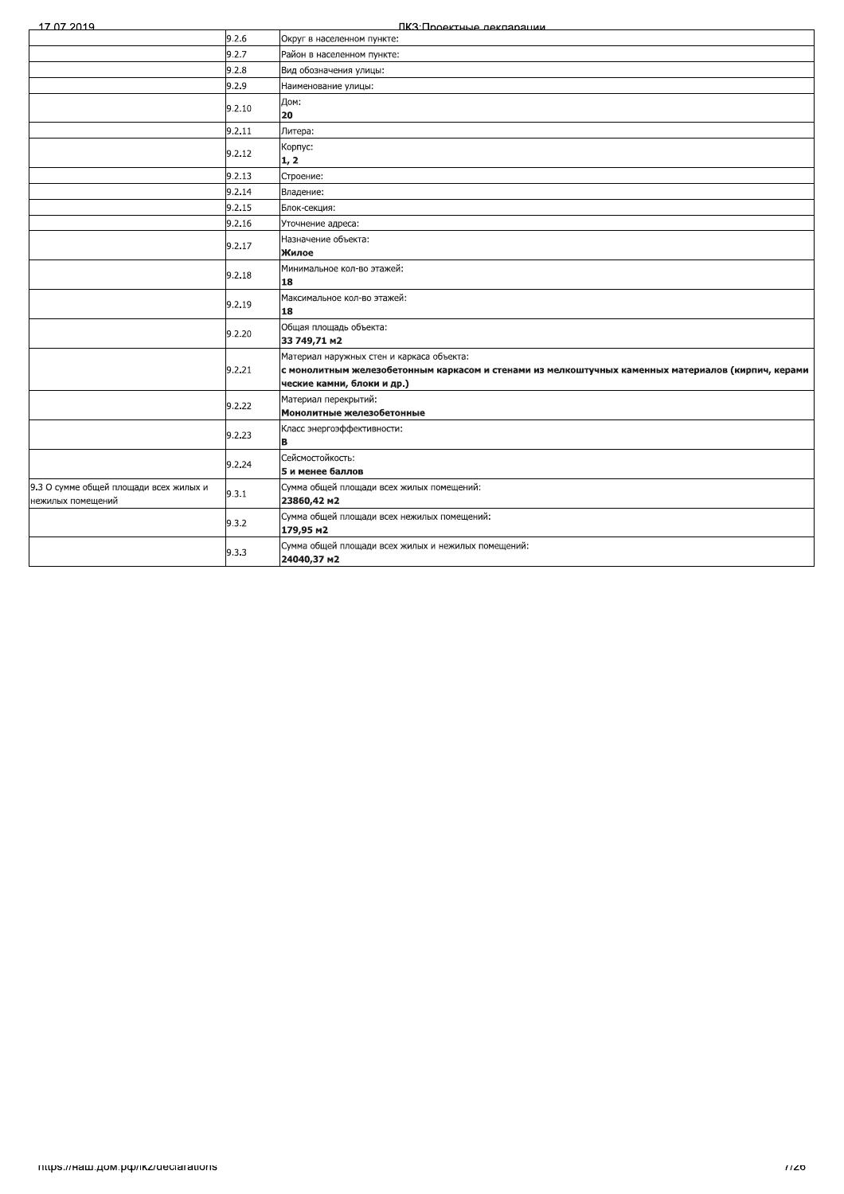| | | |
|---|---|---|
| | 9.2.6 | Округ в населенном пункте: |
| | 9.2.7 | Район в населенном пункте: |
| | 9.2.8 | Вид обозначения улицы: |
| | 9.2.9 | Наименование улицы: |
| | 9.2.10 | Дом:<br>**20** |
| | 9.2.11 | Литера: |
| | 9.2.12 | Корпус:<br>**1, 2** |
| | 9.2.13 | Строение: |
| | 9.2.14 | Владение: |
| | 9.2.15 | Блок-секция: |
| | 9.2.16 | Уточнение адреса: |
| | 9.2.17 | Назначение объекта:<br>**Жилое** |
| | 9.2.18 | Минимальное кол-во этажей:<br>**18** |
| | 9.2.19 | Максимальное кол-во этажей:<br>**18** |
| | 9.2.20 | Общая площадь объекта:<br>**33 749,71 м2** |
| | 9.2.21 | Материал наружных стен и каркаса объекта:<br>**с монолитным железобетонным каркасом и стенами из мелкоштучных каменных материалов (кирпич, керамические камни, блоки и др.)** |
| | 9.2.22 | Материал перекрытий:<br>**Монолитные железобетонные** |
| | 9.2.23 | Класс энергоэффективности:<br>**B** |
| | 9.2.24 | Сейсмостойкость:<br>**5 и менее баллов** |
| 9.3 О сумме общей площади всех жилых и нежилых помещений | 9.3.1 | Сумма общей площади всех жилых помещений:<br>**23860,42 м2** |
| | 9.3.2 | Сумма общей площади всех нежилых помещений:<br>**179,95 м2** |
| | 9.3.3 | Сумма общей площади всех жилых и нежилых помещений:<br>**24040,37 м2** |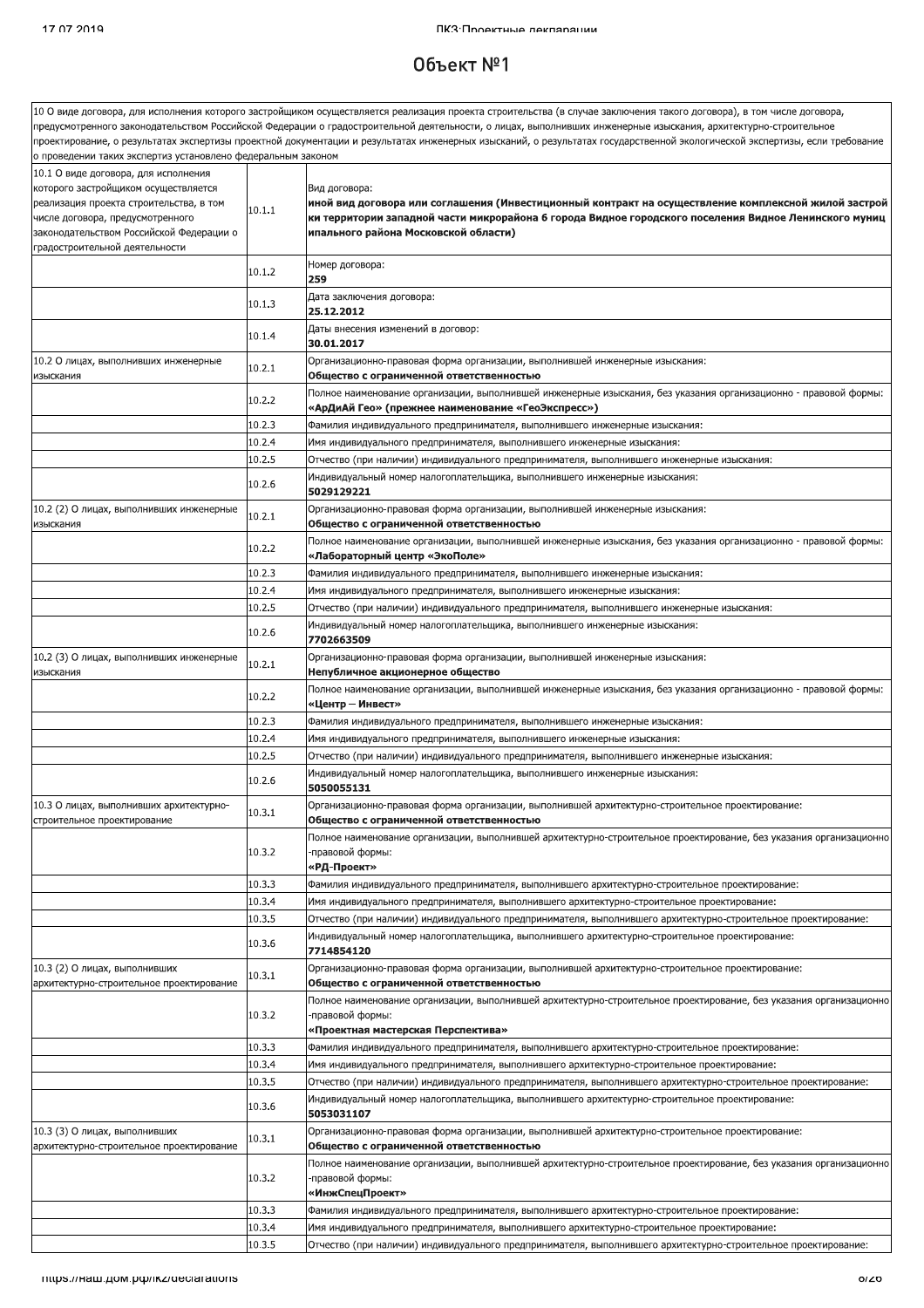# Объект №1

| 10 О виде договора, для исполнения которого застройщиком осуществляется реализация проекта строительства (в случае заключения такого договора), в том числе договора, предусмотренного законодательством Российской Федерации о градостроительной деятельности, о лицах, выполнивших инженерные изыскания, архитектурно-строительное проектирование, о результатах экспертизы проектной документации и результатах инженерных изысканий, о результатах государственной экологической экспертизы, если требование о проведении таких экспертиз установлено федеральным законом | | |
|---|---|---|
| 10.1 О виде договора, для исполнения которого застройщиком осуществляется реализация проекта строительства, в том числе договора, предусмотренного законодательством Российской Федерации о градостроительной деятельности | 10.1.1 | Вид договора:<br>**иной вид договора или соглашения (Инвестиционный контракт на осуществление комплексной жилой застройки территории западной части микрорайона 6 города Видное городского поселения Видное Ленинского муниципального района Московской области)** |
| | 10.1.2 | Номер договора:<br>**259** |
| | 10.1.3 | Дата заключения договора:<br>**25.12.2012** |
| | 10.1.4 | Даты внесения изменений в договор:<br>**30.01.2017** |
| 10.2 О лицах, выполнивших инженерные изыскания | 10.2.1 | Организационно-правовая форма организации, выполнившей инженерные изыскания:<br>**Общество с ограниченной ответственностью** |
| | 10.2.2 | Полное наименование организации, выполнившей инженерные изыскания, без указания организационно - правовой формы:<br>**«АрДиАй Гео» (прежнее наименование «ГеоЭкспресс»)** |
| | 10.2.3 | Фамилия индивидуального предпринимателя, выполнившего инженерные изыскания: |
| | 10.2.4 | Имя индивидуального предпринимателя, выполнившего инженерные изыскания: |
| | 10.2.5 | Отчество (при наличии) индивидуального предпринимателя, выполнившего инженерные изыскания: |
| | 10.2.6 | Индивидуальный номер налогоплательщика, выполнившего инженерные изыскания:<br>**5029129221** |
| 10.2 (2) О лицах, выполнивших инженерные изыскания | 10.2.1 | Организационно-правовая форма организации, выполнившей инженерные изыскания:<br>**Общество с ограниченной ответственностью** |
| | 10.2.2 | Полное наименование организации, выполнившей инженерные изыскания, без указания организационно - правовой формы:<br>**«Лабораторный центр «ЭкоПоле»** |
| | 10.2.3 | Фамилия индивидуального предпринимателя, выполнившего инженерные изыскания: |
| | 10.2.4 | Имя индивидуального предпринимателя, выполнившего инженерные изыскания: |
| | 10.2.5 | Отчество (при наличии) индивидуального предпринимателя, выполнившего инженерные изыскания: |
| | 10.2.6 | Индивидуальный номер налогоплательщика, выполнившего инженерные изыскания:<br>**7702663509** |
| 10.2 (3) О лицах, выполнивших инженерные изыскания | 10.2.1 | Организационно-правовая форма организации, выполнившей инженерные изыскания:<br>**Непубличное акционерное общество** |
| | 10.2.2 | Полное наименование организации, выполнившей инженерные изыскания, без указания организационно - правовой формы:<br>**«Центр – Инвест»** |
| | 10.2.3 | Фамилия индивидуального предпринимателя, выполнившего инженерные изыскания: |
| | 10.2.4 | Имя индивидуального предпринимателя, выполнившего инженерные изыскания: |
| | 10.2.5 | Отчество (при наличии) индивидуального предпринимателя, выполнившего инженерные изыскания: |
| | 10.2.6 | Индивидуальный номер налогоплательщика, выполнившего инженерные изыскания:<br>**5050055131** |
| 10.3 О лицах, выполнивших архитектурно-строительное проектирование | 10.3.1 | Организационно-правовая форма организации, выполнившей архитектурно-строительное проектирование:<br>**Общество с ограниченной ответственностью** |
| | 10.3.2 | Полное наименование организации, выполнившей архитектурно-строительное проектирование, без указания организационно-правовой формы:<br>**«РД-Проект»** |
| | 10.3.3 | Фамилия индивидуального предпринимателя, выполнившего архитектурно-строительное проектирование: |
| | 10.3.4 | Имя индивидуального предпринимателя, выполнившего архитектурно-строительное проектирование: |
| | 10.3.5 | Отчество (при наличии) индивидуального предпринимателя, выполнившего архитектурно-строительное проектирование: |
| | 10.3.6 | Индивидуальный номер налогоплательщика, выполнившего архитектурно-строительное проектирование:<br>**7714854120** |
| 10.3 (2) О лицах, выполнивших архитектурно-строительное проектирование | 10.3.1 | Организационно-правовая форма организации, выполнившей архитектурно-строительное проектирование:<br>**Общество с ограниченной ответственностью** |
| | 10.3.2 | Полное наименование организации, выполнившей архитектурно-строительное проектирование, без указания организационно-правовой формы:<br>**«Проектная мастерская Перспектива»** |
| | 10.3.3 | Фамилия индивидуального предпринимателя, выполнившего архитектурно-строительное проектирование: |
| | 10.3.4 | Имя индивидуального предпринимателя, выполнившего архитектурно-строительное проектирование: |
| | 10.3.5 | Отчество (при наличии) индивидуального предпринимателя, выполнившего архитектурно-строительное проектирование: |
| | 10.3.6 | Индивидуальный номер налогоплательщика, выполнившего архитектурно-строительное проектирование:<br>**5053031107** |
| 10.3 (3) О лицах, выполнивших архитектурно-строительное проектирование | 10.3.1 | Организационно-правовая форма организации, выполнившей архитектурно-строительное проектирование:<br>**Общество с ограниченной ответственностью** |
| | 10.3.2 | Полное наименование организации, выполнившей архитектурно-строительное проектирование, без указания организационно-правовой формы:<br>**«ИнжСпецПроект»** |
| | 10.3.3 | Фамилия индивидуального предпринимателя, выполнившего архитектурно-строительное проектирование: |
| | 10.3.4 | Имя индивидуального предпринимателя, выполнившего архитектурно-строительное проектирование: |
| | 10.3.5 | Отчество (при наличии) индивидуального предпринимателя, выполнившего архитектурно-строительное проектирование: |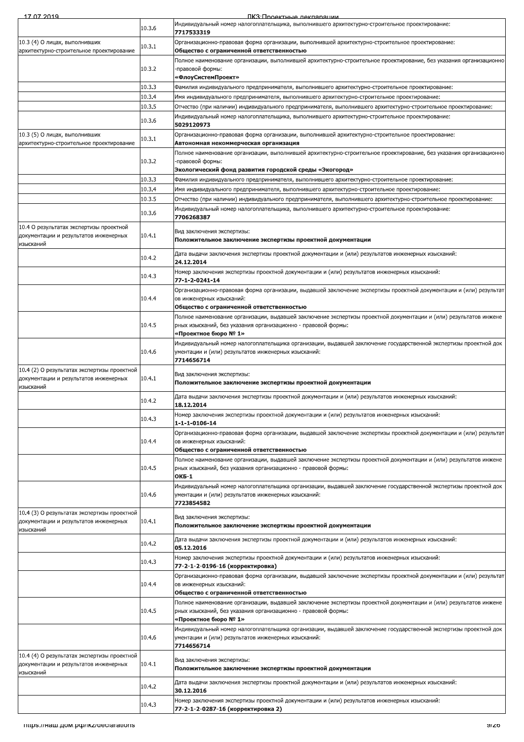| | | |
|---|---|---|
| | 10.3.6 | Индивидуальный номер налогоплательщика, выполнившего архитектурно-строительное проектирование:<br>**7717533319** |
| 10.3 (4) О лицах, выполнивших архитектурно-строительное проектирование | 10.3.1 | Организационно-правовая форма организации, выполнившей архитектурно-строительное проектирование:<br>**Общество с ограниченной ответственностью** |
| | 10.3.2 | Полное наименование организации, выполнившей архитектурно-строительное проектирование, без указания организационно-правовой формы:<br>**«ФлоуСистемПроект»** |
| | 10.3.3 | Фамилия индивидуального предпринимателя, выполнившего архитектурно-строительное проектирование: |
| | 10.3.4 | Имя индивидуального предпринимателя, выполнившего архитектурно-строительное проектирование: |
| | 10.3.5 | Отчество (при наличии) индивидуального предпринимателя, выполнившего архитектурно-строительное проектирование: |
| | 10.3.6 | Индивидуальный номер налогоплательщика, выполнившего архитектурно-строительное проектирование:<br>**5029120973** |
| 10.3 (5) О лицах, выполнивших архитектурно-строительное проектирование | 10.3.1 | Организационно-правовая форма организации, выполнившей архитектурно-строительное проектирование:<br>**Автономная некоммерческая организация** |
| | 10.3.2 | Полное наименование организации, выполнившей архитектурно-строительное проектирование, без указания организационно-правовой формы:<br>**Экологический фонд развития городской среды «Экогород»** |
| | 10.3.3 | Фамилия индивидуального предпринимателя, выполнившего архитектурно-строительное проектирование: |
| | 10.3.4 | Имя индивидуального предпринимателя, выполнившего архитектурно-строительное проектирование: |
| | 10.3.5 | Отчество (при наличии) индивидуального предпринимателя, выполнившего архитектурно-строительное проектирование: |
| | 10.3.6 | Индивидуальный номер налогоплательщика, выполнившего архитектурно-строительное проектирование:<br>**7706268387** |
| 10.4 О результатах экспертизы проектной документации и результатов инженерных изысканий | 10.4.1 | Вид заключения экспертизы:<br>**Положительное заключение экспертизы проектной документации** |
| | 10.4.2 | Дата выдачи заключения экспертизы проектной документации и (или) результатов инженерных изысканий:<br>**24.12.2014** |
| | 10.4.3 | Номер заключения экспертизы проектной документации и (или) результатов инженерных изысканий:<br>**77-1-2-0241-14** |
| | 10.4.4 | Организационно-правовая форма организации, выдавшей заключение экспертизы проектной документации и (или) результатов инженерных изысканий:<br>**Общество с ограниченной ответственностью** |
| | 10.4.5 | Полное наименование организации, выдавшей заключение экспертизы проектной документации и (или) результатов инженерных изысканий, без указания организационно - правовой формы:<br>**«Проектное бюро № 1»** |
| | 10.4.6 | Индивидуальный номер налогоплательщика организации, выдавшей заключение государственной экспертизы проектной документации и (или) результатов инженерных изысканий:<br>**7714656714** |
| 10.4 (2) О результатах экспертизы проектной документации и результатов инженерных изысканий | 10.4.1 | Вид заключения экспертизы:<br>**Положительное заключение экспертизы проектной документации** |
| | 10.4.2 | Дата выдачи заключения экспертизы проектной документации и (или) результатов инженерных изысканий:<br>**18.12.2014** |
| | 10.4.3 | Номер заключения экспертизы проектной документации и (или) результатов инженерных изысканий:<br>**1-1-1-0106-14** |
| | 10.4.4 | Организационно-правовая форма организации, выдавшей заключение экспертизы проектной документации и (или) результатов инженерных изысканий:<br>**Общество с ограниченной ответственностью** |
| | 10.4.5 | Полное наименование организации, выдавшей заключение экспертизы проектной документации и (или) результатов инженерных изысканий, без указания организационно - правовой формы:<br>**ОКБ-1** |
| | 10.4.6 | Индивидуальный номер налогоплательщика организации, выдавшей заключение государственной экспертизы проектной документации и (или) результатов инженерных изысканий:<br>**7723854582** |
| 10.4 (3) О результатах экспертизы проектной документации и результатов инженерных изысканий | 10.4.1 | Вид заключения экспертизы:<br>**Положительное заключение экспертизы проектной документации** |
| | 10.4.2 | Дата выдачи заключения экспертизы проектной документации и (или) результатов инженерных изысканий:<br>**05.12.2016** |
| | 10.4.3 | Номер заключения экспертизы проектной документации и (или) результатов инженерных изысканий:<br>**77-2-1-2-0196-16 (корректировка)** |
| | 10.4.4 | Организационно-правовая форма организации, выдавшей заключение экспертизы проектной документации и (или) результатов инженерных изысканий:<br>**Общество с ограниченной ответственностью** |
| | 10.4.5 | Полное наименование организации, выдавшей заключение экспертизы проектной документации и (или) результатов инженерных изысканий, без указания организационно - правовой формы:<br>**«Проектное бюро № 1»** |
| | 10.4.6 | Индивидуальный номер налогоплательщика организации, выдавшей заключение государственной экспертизы проектной документации и (или) результатов инженерных изысканий:<br>**7714656714** |
| 10.4 (4) О результатах экспертизы проектной документации и результатов инженерных изысканий | 10.4.1 | Вид заключения экспертизы:<br>**Положительное заключение экспертизы проектной документации** |
| | 10.4.2 | Дата выдачи заключения экспертизы проектной документации и (или) результатов инженерных изысканий:<br>**30.12.2016** |
| | 10.4.3 | Номер заключения экспертизы проектной документации и (или) результатов инженерных изысканий:<br>**77-2-1-2-0287-16 (корректировка 2)** |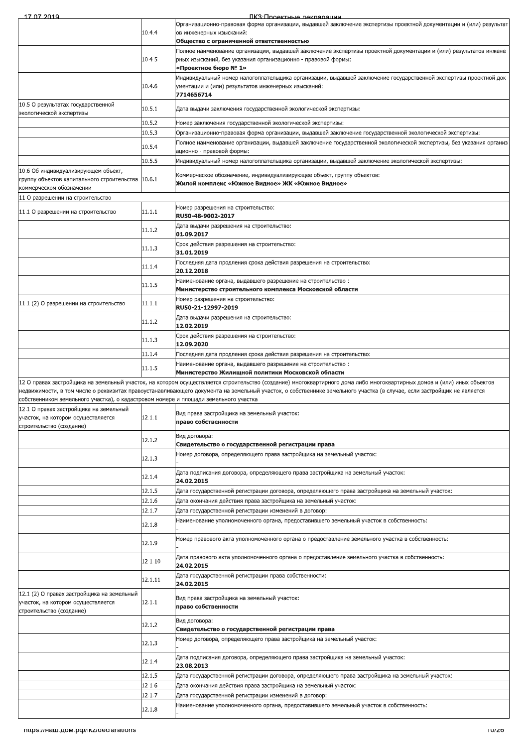| | | |
|---|---|---|
| | 10.4.4 | Организационно-правовая форма организации, выдавшей заключение экспертизы проектной документации и (или) результатов инженерных изысканий:<br>**Общество с ограниченной ответственностью** |
| | 10.4.5 | Полное наименование организации, выдавшей заключение экспертизы проектной документации и (или) результатов инженерных изысканий, без указания организационно - правовой формы:<br>**«Проектное бюро № 1»** |
| | 10.4.6 | Индивидуальный номер налогоплательщика организации, выдавшей заключение государственной экспертизы проектной документации и (или) результатов инженерных изысканий:<br>**7714656714** |
| 10.5 О результатах государственной экологической экспертизы | 10.5.1 | Дата выдачи заключения государственной экологической экспертизы: |
| | 10.5.2 | Номер заключения государственной экологической экспертизы: |
| | 10.5.3 | Организационно-правовая форма организации, выдавшей заключение государственной экологической экспертизы: |
| | 10.5.4 | Полное наименование организации, выдавшей заключение государственной экологической экспертизы, без указания организационно - правовой формы: |
| | 10.5.5 | Индивидуальный номер налогоплательщика организации, выдавшей заключение экологической экспертизы: |
| 10.6 Об индивидуализирующем объект, группу объектов капитального строительства коммерческом обозначении | 10.6.1 | Коммерческое обозначение, индивидуализирующее объект, группу объектов:<br>**Жилой комплекс «Южное Видное» ЖК «Южное Видное»** |
| 11 О разрешении на строительство | | |
| 11.1 О разрешении на строительство | 11.1.1 | Номер разрешения на строительство:<br>**RU50-48-9002-2017** |
| | 11.1.2 | Дата выдачи разрешения на строительство:<br>**01.09.2017** |
| | 11.1.3 | Срок действия разрешения на строительство:<br>**31.01.2019** |
| | 11.1.4 | Последняя дата продления срока действия разрешения на строительство:<br>**20.12.2018** |
| | 11.1.5 | Наименование органа, выдавшего разрешение на строительство :<br>**Министерство строительного комплекса Московской области** |
| 11.1 (2) О разрешении на строительство | 11.1.1 | Номер разрешения на строительство:<br>**RU50-21-12997-2019** |
| | 11.1.2 | Дата выдачи разрешения на строительство:<br>**12.02.2019** |
| | 11.1.3 | Срок действия разрешения на строительство:<br>**12.09.2020** |
| | 11.1.4 | Последняя дата продления срока действия разрешения на строительство: |
| | 11.1.5 | Наименование органа, выдавшего разрешение на строительство :<br>**Министерство Жилищной политики Московской области** |
| 12 О правах застройщика на земельный участок, на котором осуществляется строительство (создание) многоквартирного дома либо многоквартирных домов и (или) иных объектов недвижимости, в том числе о реквизитах правоустанавливающего документа на земельный участок, о собственнике земельного участка (в случае, если застройщик не является собственником земельного участка), о кадастровом номере и площади земельного участка | | |
| 12.1 О правах застройщика на земельный участок, на котором осуществляется строительство (создание) | 12.1.1 | Вид права застройщика на земельный участок:<br>**право собственности** |
| | 12.1.2 | Вид договора:<br>**Свидетельство о государственной регистрации права** |
| | 12.1.3 | Номер договора, определяющего права застройщика на земельный участок:<br>- |
| | 12.1.4 | Дата подписания договора, определяющего права застройщика на земельный участок:<br>**24.02.2015** |
| | 12.1.5 | Дата государственной регистрации договора, определяющего права застройщика на земельный участок: |
| | 12.1.6 | Дата окончания действия права застройщика на земельный участок: |
| | 12.1.7 | Дата государственной регистрации изменений в договор: |
| | 12.1.8 | Наименование уполномоченного органа, предоставившего земельный участок в собственность:<br>- |
| | 12.1.9 | Номер правового акта уполномоченного органа о предоставление земельного участка в собственность:<br>- |
| | 12.1.10 | Дата правового акта уполномоченного органа о предоставление земельного участка в собственность:<br>**24.02.2015** |
| | 12.1.11 | Дата государственной регистрации права собственности:<br>**24.02.2015** |
| 12.1 (2) О правах застройщика на земельный участок, на котором осуществляется строительство (создание) | 12.1.1 | Вид права застройщика на земельный участок:<br>**право собственности** |
| | 12.1.2 | Вид договора:<br>**Свидетельство о государственной регистрации права** |
| | 12.1.3 | Номер договора, определяющего права застройщика на земельный участок:<br>- |
| | 12.1.4 | Дата подписания договора, определяющего права застройщика на земельный участок:<br>**23.08.2013** |
| | 12.1.5 | Дата государственной регистрации договора, определяющего права застройщика на земельный участок: |
| | 12.1.6 | Дата окончания действия права застройщика на земельный участок: |
| | 12.1.7 | Дата государственной регистрации изменений в договор: |
| | 12.1.8 | Наименование уполномоченного органа, предоставившего земельный участок в собственность:<br>- |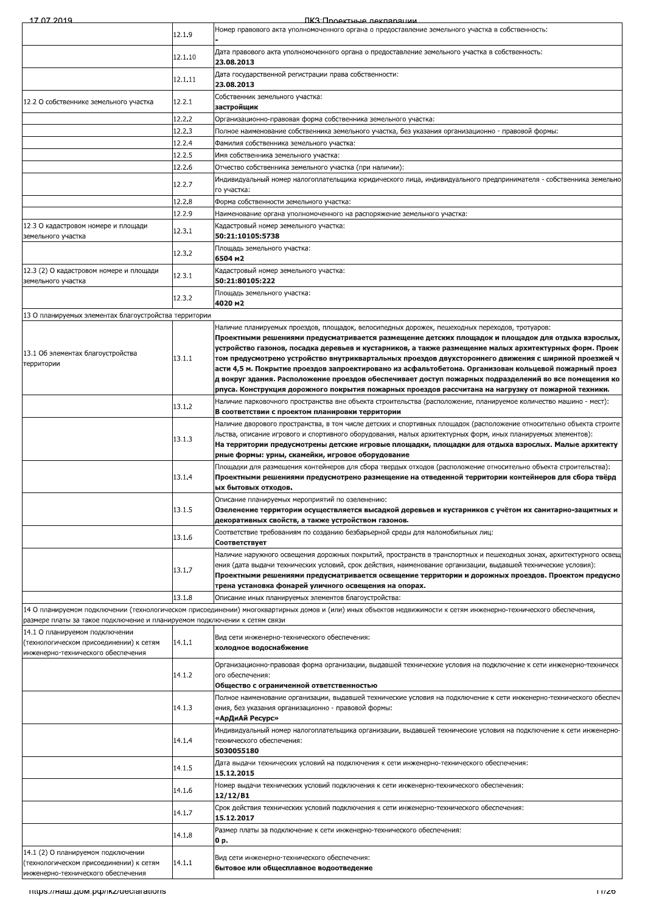| | | |
|---|---|---|
| | 12.1.9 | Номер правового акта уполномоченного органа о предоставление земельного участка в собственность:<br>**-** |
| | 12.1.10 | Дата правового акта уполномоченного органа о предоставление земельного участка в собственность:<br>**23.08.2013** |
| | 12.1.11 | Дата государственной регистрации права собственности:<br>**23.08.2013** |
| 12.2 О собственнике земельного участка | 12.2.1 | Собственник земельного участка:<br>**застройщик** |
| | 12.2.2 | Организационно-правовая форма собственника земельного участка: |
| | 12.2.3 | Полное наименование собственника земельного участка, без указания организационно - правовой формы: |
| | 12.2.4 | Фамилия собственника земельного участка: |
| | 12.2.5 | Имя собственника земельного участка: |
| | 12.2.6 | Отчество собственника земельного участка (при наличии): |
| | 12.2.7 | Индивидуальный номер налогоплательщика юридического лица, индивидуального предпринимателя - собственника земельного участка: |
| | 12.2.8 | Форма собственности земельного участка: |
| | 12.2.9 | Наименование органа уполномоченного на распоряжение земельного участка: |
| 12.3 О кадастровом номере и площади земельного участка | 12.3.1 | Кадастровый номер земельного участка:<br>**50:21:10105:5738** |
| | 12.3.2 | Площадь земельного участка:<br>**6504 м2** |
| 12.3 (2) О кадастровом номере и площади земельного участка | 12.3.1 | Кадастровый номер земельного участка:<br>**50:21:80105:222** |
| | 12.3.2 | Площадь земельного участка:<br>**4020 м2** |
| 13 О планируемых элементах благоустройства территории | | |
| 13.1 Об элементах благоустройства территории | 13.1.1 | Наличие планируемых проездов, площадок, велосипедных дорожек, пешеходных переходов, тротуаров:<br>**Проектными решениями предусматривается размещение детских площадок и площадок для отдыха взрослых, устройство газонов, посадка деревьев и кустарников, а также размещение малых архитектурных форм. Проектом предусмотрено устройство внутриквартальных проездов двухстороннего движения с шириной проезжей части 4,5 м. Покрытие проездов запроектировано из асфальтобетона. Организован кольцевой пожарный проезд вокруг здания. Расположение проездов обеспечивает доступ пожарных подразделений во все помещения корпуса. Конструкция дорожного покрытия пожарных проездов рассчитана на нагрузку от пожарной техники.** |
| | 13.1.2 | Наличие парковочного пространства вне объекта строительства (расположение, планируемое количество машино - мест):<br>**В соответствии с проектом планировки территории** |
| | 13.1.3 | Наличие дворового пространства, в том числе детских и спортивных площадок (расположение относительно объекта строительства, описание игрового и спортивного оборудования, малых архитектурных форм, иных планируемых элементов):<br>**На территории предусмотрены детские игровые площадки, площадки для отдыха взрослых. Малые архитектурные формы: урны, скамейки, игровое оборудование** |
| | 13.1.4 | Площадки для размещения контейнеров для сбора твердых отходов (расположение относительно объекта строительства):<br>**Проектными решениями предусмотрено размещение на отведенной территории контейнеров для сбора твёрдых бытовых отходов.** |
| | 13.1.5 | Описание планируемых мероприятий по озеленению:<br>**Озеленение территории осуществляется высадкой деревьев и кустарников с учётом их санитарно-защитных и декоративных свойств, а также устройством газонов.** |
| | 13.1.6 | Соответствие требованиям по созданию безбарьерной среды для маломобильных лиц:<br>**Соответствует** |
| | 13.1.7 | Наличие наружного освещения дорожных покрытий, пространств в транспортных и пешеходных зонах, архитектурного освещения (дата выдачи технических условий, срок действия, наименование организации, выдавшей технические условия):<br>**Проектными решениями предусматривается освещение территории и дорожных проездов. Проектом предусмотрена установка фонарей уличного освещения на опорах.** |
| | 13.1.8 | Описание иных планируемых элементов благоустройства: |
| 14 О планируемом подключении (технологическом присоединении) многоквартирных домов и (или) иных объектов недвижимости к сетям инженерно-технического обеспечения, размере платы за такое подключение и планируемом подключении к сетям связи | | |
| 14.1 О планируемом подключении (технологическом присоединении) к сетям инженерно-технического обеспечения | 14.1.1 | Вид сети инженерно-технического обеспечения:<br>**холодное водоснабжение** |
| | 14.1.2 | Организационно-правовая форма организации, выдавшей технические условия на подключение к сети инженерно-технического обеспечения:<br>**Общество с ограниченной ответственностью** |
| | 14.1.3 | Полное наименование организации, выдавшей технические условия на подключение к сети инженерно-технического обеспечения, без указания организационно - правовой формы:<br>**«АрДиАй Ресурс»** |
| | 14.1.4 | Индивидуальный номер налогоплательщика организации, выдавшей технические условия на подключение к сети инженерно-технического обеспечения:<br>**5030055180** |
| | 14.1.5 | Дата выдачи технических условий на подключения к сети инженерно-технического обеспечения:<br>**15.12.2015** |
| | 14.1.6 | Номер выдачи технических условий подключения к сети инженерно-технического обеспечения:<br>**12/12/В1** |
| | 14.1.7 | Срок действия технических условий подключения к сети инженерно-технического обеспечения:<br>**15.12.2017** |
| | 14.1.8 | Размер платы за подключение к сети инженерно-технического обеспечения:<br>**0 р.** |
| 14.1 (2) О планируемом подключении (технологическом присоединении) к сетям инженерно-технического обеспечения | 14.1.1 | Вид сети инженерно-технического обеспечения:<br>**бытовое или общесплавное водоотведение** |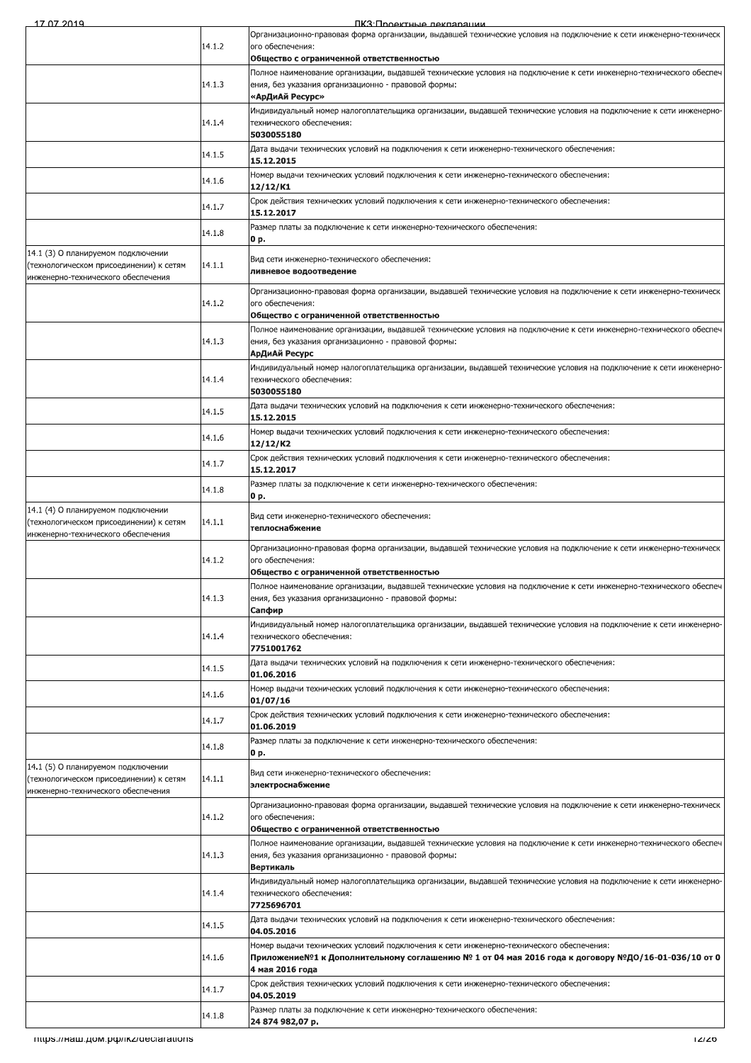| | | |
|---|---|---|
| | 14.1.2 | Организационно-правовая форма организации, выдавшей технические условия на подключение к сети инженерно-технического обеспечения:<br>**Общество с ограниченной ответственностью** |
| | 14.1.3 | Полное наименование организации, выдавшей технические условия на подключение к сети инженерно-технического обеспечения, без указания организационно - правовой формы:<br>**«АрДиАй Ресурс»** |
| | 14.1.4 | Индивидуальный номер налогоплательщика организации, выдавшей технические условия на подключение к сети инженерно-технического обеспечения:<br>**5030055180** |
| | 14.1.5 | Дата выдачи технических условий на подключения к сети инженерно-технического обеспечения:<br>**15.12.2015** |
| | 14.1.6 | Номер выдачи технических условий подключения к сети инженерно-технического обеспечения:<br>**12/12/К1** |
| | 14.1.7 | Срок действия технических условий подключения к сети инженерно-технического обеспечения:<br>**15.12.2017** |
| | 14.1.8 | Размер платы за подключение к сети инженерно-технического обеспечения:<br>**0 р.** |
| 14.1 (3) О планируемом подключении (технологическом присоединении) к сетям инженерно-технического обеспечения | 14.1.1 | Вид сети инженерно-технического обеспечения:<br>**ливневое водоотведение** |
| | 14.1.2 | Организационно-правовая форма организации, выдавшей технические условия на подключение к сети инженерно-технического обеспечения:<br>**Общество с ограниченной ответственностью** |
| | 14.1.3 | Полное наименование организации, выдавшей технические условия на подключение к сети инженерно-технического обеспечения, без указания организационно - правовой формы:<br>**АрДиАй Ресурс** |
| | 14.1.4 | Индивидуальный номер налогоплательщика организации, выдавшей технические условия на подключение к сети инженерно-технического обеспечения:<br>**5030055180** |
| | 14.1.5 | Дата выдачи технических условий на подключения к сети инженерно-технического обеспечения:<br>**15.12.2015** |
| | 14.1.6 | Номер выдачи технических условий подключения к сети инженерно-технического обеспечения:<br>**12/12/К2** |
| | 14.1.7 | Срок действия технических условий подключения к сети инженерно-технического обеспечения:<br>**15.12.2017** |
| | 14.1.8 | Размер платы за подключение к сети инженерно-технического обеспечения:<br>**0 р.** |
| 14.1 (4) О планируемом подключении (технологическом присоединении) к сетям инженерно-технического обеспечения | 14.1.1 | Вид сети инженерно-технического обеспечения:<br>**теплоснабжение** |
| | 14.1.2 | Организационно-правовая форма организации, выдавшей технические условия на подключение к сети инженерно-технического обеспечения:<br>**Общество с ограниченной ответственностью** |
| | 14.1.3 | Полное наименование организации, выдавшей технические условия на подключение к сети инженерно-технического обеспечения, без указания организационно - правовой формы:<br>**Сапфир** |
| | 14.1.4 | Индивидуальный номер налогоплательщика организации, выдавшей технические условия на подключение к сети инженерно-технического обеспечения:<br>**7751001762** |
| | 14.1.5 | Дата выдачи технических условий на подключения к сети инженерно-технического обеспечения:<br>**01.06.2016** |
| | 14.1.6 | Номер выдачи технических условий подключения к сети инженерно-технического обеспечения:<br>**01/07/16** |
| | 14.1.7 | Срок действия технических условий подключения к сети инженерно-технического обеспечения:<br>**01.06.2019** |
| | 14.1.8 | Размер платы за подключение к сети инженерно-технического обеспечения:<br>**0 р.** |
| 14.1 (5) О планируемом подключении (технологическом присоединении) к сетям инженерно-технического обеспечения | 14.1.1 | Вид сети инженерно-технического обеспечения:<br>**электроснабжение** |
| | 14.1.2 | Организационно-правовая форма организации, выдавшей технические условия на подключение к сети инженерно-технического обеспечения:<br>**Общество с ограниченной ответственностью** |
| | 14.1.3 | Полное наименование организации, выдавшей технические условия на подключение к сети инженерно-технического обеспечения, без указания организационно - правовой формы:<br>**Вертикаль** |
| | 14.1.4 | Индивидуальный номер налогоплательщика организации, выдавшей технические условия на подключение к сети инженерно-технического обеспечения:<br>**7725696701** |
| | 14.1.5 | Дата выдачи технических условий на подключения к сети инженерно-технического обеспечения:<br>**04.05.2016** |
| | 14.1.6 | Номер выдачи технических условий подключения к сети инженерно-технического обеспечения:<br>**ПриложениеNº1 к Дополнительному соглашению № 1 от 04 мая 2016 года к договору №ДО/16-01-036/10 от 04 мая 2016 года** |
| | 14.1.7 | Срок действия технических условий подключения к сети инженерно-технического обеспечения:<br>**04.05.2019** |
| | 14.1.8 | Размер платы за подключение к сети инженерно-технического обеспечения:<br>**24 874 982,07 р.** |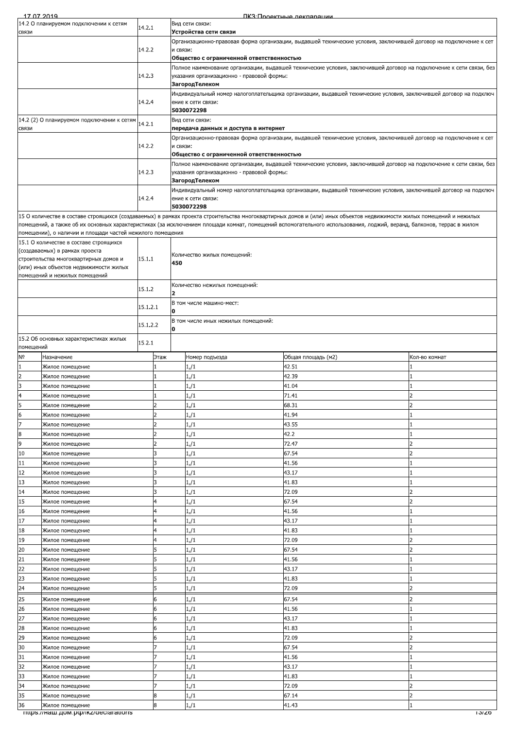| | | |
|---|---|---|
| 14.2 О планируемом подключении к сетям связи | 14.2.1 | Вид сети связи:<br>**Устройства сети связи** |
| | 14.2.2 | Организационно-правовая форма организации, выдавшей технические условия, заключившей договор на подключение к сет и связи:<br>**Общество с ограниченной ответственностью** |
| | 14.2.3 | Полное наименование организации, выдавшей технические условия, заключившей договор на подключение к сети связи, без указания организационно - правовой формы:<br>**ЗагородТелеком** |
| | 14.2.4 | Индивидуальный номер налогоплательщика организации, выдавшей технические условия, заключившей договор на подключ ение к сети связи:<br>**5030072298** |
| 14.2 (2) О планируемом подключении к сетям связи | 14.2.1 | Вид сети связи:<br>**передача данных и доступа в интернет** |
| | 14.2.2 | Организационно-правовая форма организации, выдавшей технические условия, заключившей договор на подключение к сет и связи:<br>**Общество с ограниченной ответственностью** |
| | 14.2.3 | Полное наименование организации, выдавшей технические условия, заключившей договор на подключение к сети связи, без указания организационно - правовой формы:<br>**ЗагородТелеком** |
| | 14.2.4 | Индивидуальный номер налогоплательщика организации, выдавшей технические условия, заключившей договор на подключ ение к сети связи:<br>**5030072298** |

15 О количестве в составе строящихся (создаваемых) в рамках проекта строительства многоквартирных домов и (или) иных объектов недвижимости жилых помещений и нежилых помещений, а также об их основных характеристиках (за исключением площади комнат, помещений вспомогательного использования, лоджий, веранд, балконов, террас в жилом помещении), о наличии и площади частей нежилого помещения

| | | |
|---|---|---|
| 15.1 О количестве в составе строящихся (создаваемых) в рамках проекта строительства многоквартирных домов и (или) иных объектов недвижимости жилых помещений и нежилых помещений | 15.1.1 | Количество жилых помещений:<br>**450** |
| | 15.1.2 | Количество нежилых помещений:<br>**2** |
| | 15.1.2.1 | В том числе машино-мест:<br>**0** |
| | 15.1.2.2 | В том числе иных нежилых помещений:<br>**0** |
| 15.2 Об основных характеристиках жилых помещений | 15.2.1 | |

| № | Назначение | Этаж | Номер подъезда | Общая площадь (м2) | Кол-во комнат |
|---|---|---|---|---|---|
| 1 | Жилое помещение | 1 | 1,/1 | 42.51 | 1 |
| 2 | Жилое помещение | 1 | 1,/1 | 42.39 | 1 |
| 3 | Жилое помещение | 1 | 1,/1 | 41.04 | 1 |
| 4 | Жилое помещение | 1 | 1,/1 | 71.41 | 2 |
| 5 | Жилое помещение | 2 | 1,/1 | 68.31 | 2 |
| 6 | Жилое помещение | 2 | 1,/1 | 41.94 | 1 |
| 7 | Жилое помещение | 2 | 1,/1 | 43.55 | 1 |
| 8 | Жилое помещение | 2 | 1,/1 | 42.2 | 1 |
| 9 | Жилое помещение | 2 | 1,/1 | 72.47 | 2 |
| 10 | Жилое помещение | 3 | 1,/1 | 67.54 | 2 |
| 11 | Жилое помещение | 3 | 1,/1 | 41.56 | 1 |
| 12 | Жилое помещение | 3 | 1,/1 | 43.17 | 1 |
| 13 | Жилое помещение | 3 | 1,/1 | 41.83 | 1 |
| 14 | Жилое помещение | 3 | 1,/1 | 72.09 | 2 |
| 15 | Жилое помещение | 4 | 1,/1 | 67.54 | 2 |
| 16 | Жилое помещение | 4 | 1,/1 | 41.56 | 1 |
| 17 | Жилое помещение | 4 | 1,/1 | 43.17 | 1 |
| 18 | Жилое помещение | 4 | 1,/1 | 41.83 | 1 |
| 19 | Жилое помещение | 4 | 1,/1 | 72.09 | 2 |
| 20 | Жилое помещение | 5 | 1,/1 | 67.54 | 2 |
| 21 | Жилое помещение | 5 | 1,/1 | 41.56 | 1 |
| 22 | Жилое помещение | 5 | 1,/1 | 43.17 | 1 |
| 23 | Жилое помещение | 5 | 1,/1 | 41.83 | 1 |
| 24 | Жилое помещение | 5 | 1,/1 | 72.09 | 2 |
| 25 | Жилое помещение | 6 | 1,/1 | 67.54 | 2 |
| 26 | Жилое помещение | 6 | 1,/1 | 41.56 | 1 |
| 27 | Жилое помещение | 6 | 1,/1 | 43.17 | 1 |
| 28 | Жилое помещение | 6 | 1,/1 | 41.83 | 1 |
| 29 | Жилое помещение | 6 | 1,/1 | 72.09 | 2 |
| 30 | Жилое помещение | 7 | 1,/1 | 67.54 | 2 |
| 31 | Жилое помещение | 7 | 1,/1 | 41.56 | 1 |
| 32 | Жилое помещение | 7 | 1,/1 | 43.17 | 1 |
| 33 | Жилое помещение | 7 | 1,/1 | 41.83 | 1 |
| 34 | Жилое помещение | 7 | 1,/1 | 72.09 | 2 |
| 35 | Жилое помещение | 8 | 1,/1 | 67.14 | 2 |
| 36 | Жилое помещение | 8 | 1,/1 | 41.43 | 1 |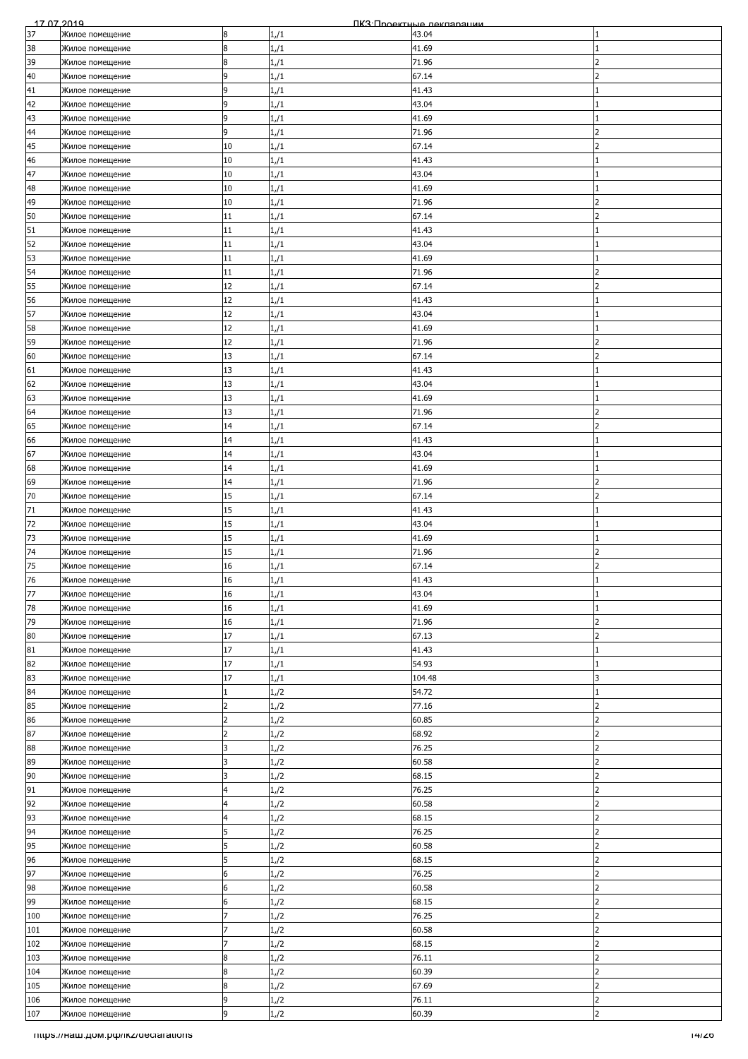| 37 | Жилое помещение | 8 | 1,/1 | 43.04 | 1 |
|---|---|---|---|---|---|
| 38 | Жилое помещение | 8 | 1,/1 | 41.69 | 1 |
| 39 | Жилое помещение | 8 | 1,/1 | 71.96 | 2 |
| 40 | Жилое помещение | 9 | 1,/1 | 67.14 | 2 |
| 41 | Жилое помещение | 9 | 1,/1 | 41.43 | 1 |
| 42 | Жилое помещение | 9 | 1,/1 | 43.04 | 1 |
| 43 | Жилое помещение | 9 | 1,/1 | 41.69 | 1 |
| 44 | Жилое помещение | 9 | 1,/1 | 71.96 | 2 |
| 45 | Жилое помещение | 10 | 1,/1 | 67.14 | 2 |
| 46 | Жилое помещение | 10 | 1,/1 | 41.43 | 1 |
| 47 | Жилое помещение | 10 | 1,/1 | 43.04 | 1 |
| 48 | Жилое помещение | 10 | 1,/1 | 41.69 | 1 |
| 49 | Жилое помещение | 10 | 1,/1 | 71.96 | 2 |
| 50 | Жилое помещение | 11 | 1,/1 | 67.14 | 2 |
| 51 | Жилое помещение | 11 | 1,/1 | 41.43 | 1 |
| 52 | Жилое помещение | 11 | 1,/1 | 43.04 | 1 |
| 53 | Жилое помещение | 11 | 1,/1 | 41.69 | 1 |
| 54 | Жилое помещение | 11 | 1,/1 | 71.96 | 2 |
| 55 | Жилое помещение | 12 | 1,/1 | 67.14 | 2 |
| 56 | Жилое помещение | 12 | 1,/1 | 41.43 | 1 |
| 57 | Жилое помещение | 12 | 1,/1 | 43.04 | 1 |
| 58 | Жилое помещение | 12 | 1,/1 | 41.69 | 1 |
| 59 | Жилое помещение | 12 | 1,/1 | 71.96 | 2 |
| 60 | Жилое помещение | 13 | 1,/1 | 67.14 | 2 |
| 61 | Жилое помещение | 13 | 1,/1 | 41.43 | 1 |
| 62 | Жилое помещение | 13 | 1,/1 | 43.04 | 1 |
| 63 | Жилое помещение | 13 | 1,/1 | 41.69 | 1 |
| 64 | Жилое помещение | 13 | 1,/1 | 71.96 | 2 |
| 65 | Жилое помещение | 14 | 1,/1 | 67.14 | 2 |
| 66 | Жилое помещение | 14 | 1,/1 | 41.43 | 1 |
| 67 | Жилое помещение | 14 | 1,/1 | 43.04 | 1 |
| 68 | Жилое помещение | 14 | 1,/1 | 41.69 | 1 |
| 69 | Жилое помещение | 14 | 1,/1 | 71.96 | 2 |
| 70 | Жилое помещение | 15 | 1,/1 | 67.14 | 2 |
| 71 | Жилое помещение | 15 | 1,/1 | 41.43 | 1 |
| 72 | Жилое помещение | 15 | 1,/1 | 43.04 | 1 |
| 73 | Жилое помещение | 15 | 1,/1 | 41.69 | 1 |
| 74 | Жилое помещение | 15 | 1,/1 | 71.96 | 2 |
| 75 | Жилое помещение | 16 | 1,/1 | 67.14 | 2 |
| 76 | Жилое помещение | 16 | 1,/1 | 41.43 | 1 |
| 77 | Жилое помещение | 16 | 1,/1 | 43.04 | 1 |
| 78 | Жилое помещение | 16 | 1,/1 | 41.69 | 1 |
| 79 | Жилое помещение | 16 | 1,/1 | 71.96 | 2 |
| 80 | Жилое помещение | 17 | 1,/1 | 67.13 | 2 |
| 81 | Жилое помещение | 17 | 1,/1 | 41.43 | 1 |
| 82 | Жилое помещение | 17 | 1,/1 | 54.93 | 1 |
| 83 | Жилое помещение | 17 | 1,/1 | 104.48 | 3 |
| 84 | Жилое помещение | 1 | 1,/2 | 54.72 | 1 |
| 85 | Жилое помещение | 2 | 1,/2 | 77.16 | 2 |
| 86 | Жилое помещение | 2 | 1,/2 | 60.85 | 2 |
| 87 | Жилое помещение | 2 | 1,/2 | 68.92 | 2 |
| 88 | Жилое помещение | 3 | 1,/2 | 76.25 | 2 |
| 89 | Жилое помещение | 3 | 1,/2 | 60.58 | 2 |
| 90 | Жилое помещение | 3 | 1,/2 | 68.15 | 2 |
| 91 | Жилое помещение | 4 | 1,/2 | 76.25 | 2 |
| 92 | Жилое помещение | 4 | 1,/2 | 60.58 | 2 |
| 93 | Жилое помещение | 4 | 1,/2 | 68.15 | 2 |
| 94 | Жилое помещение | 5 | 1,/2 | 76.25 | 2 |
| 95 | Жилое помещение | 5 | 1,/2 | 60.58 | 2 |
| 96 | Жилое помещение | 5 | 1,/2 | 68.15 | 2 |
| 97 | Жилое помещение | 6 | 1,/2 | 76.25 | 2 |
| 98 | Жилое помещение | 6 | 1,/2 | 60.58 | 2 |
| 99 | Жилое помещение | 6 | 1,/2 | 68.15 | 2 |
| 100 | Жилое помещение | 7 | 1,/2 | 76.25 | 2 |
| 101 | Жилое помещение | 7 | 1,/2 | 60.58 | 2 |
| 102 | Жилое помещение | 7 | 1,/2 | 68.15 | 2 |
| 103 | Жилое помещение | 8 | 1,/2 | 76.11 | 2 |
| 104 | Жилое помещение | 8 | 1,/2 | 60.39 | 2 |
| 105 | Жилое помещение | 8 | 1,/2 | 67.69 | 2 |
| 106 | Жилое помещение | 9 | 1,/2 | 76.11 | 2 |
| 107 | Жилое помещение | 9 | 1,/2 | 60.39 | 2 |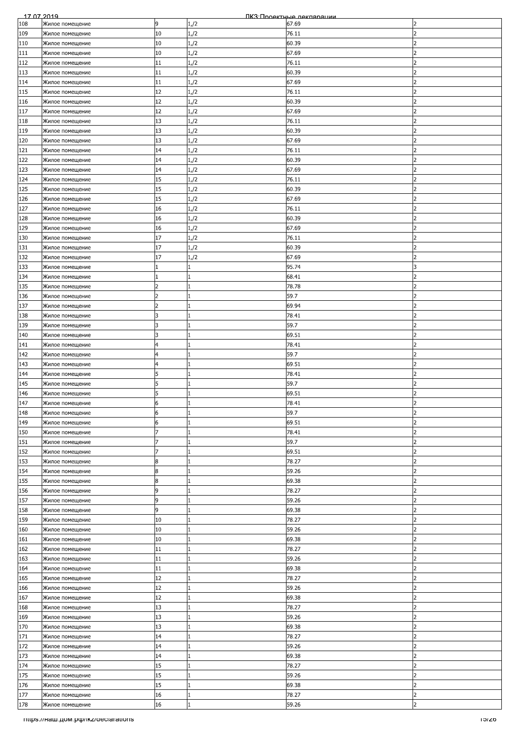| | | | | | |
|---|---|---|---|---|---|
| 108 | Жилое помещение | 9 | 1,/2 | 67.69 | 2 |
| 109 | Жилое помещение | 10 | 1,/2 | 76.11 | 2 |
| 110 | Жилое помещение | 10 | 1,/2 | 60.39 | 2 |
| 111 | Жилое помещение | 10 | 1,/2 | 67.69 | 2 |
| 112 | Жилое помещение | 11 | 1,/2 | 76.11 | 2 |
| 113 | Жилое помещение | 11 | 1,/2 | 60.39 | 2 |
| 114 | Жилое помещение | 11 | 1,/2 | 67.69 | 2 |
| 115 | Жилое помещение | 12 | 1,/2 | 76.11 | 2 |
| 116 | Жилое помещение | 12 | 1,/2 | 60.39 | 2 |
| 117 | Жилое помещение | 12 | 1,/2 | 67.69 | 2 |
| 118 | Жилое помещение | 13 | 1,/2 | 76.11 | 2 |
| 119 | Жилое помещение | 13 | 1,/2 | 60.39 | 2 |
| 120 | Жилое помещение | 13 | 1,/2 | 67.69 | 2 |
| 121 | Жилое помещение | 14 | 1,/2 | 76.11 | 2 |
| 122 | Жилое помещение | 14 | 1,/2 | 60.39 | 2 |
| 123 | Жилое помещение | 14 | 1,/2 | 67.69 | 2 |
| 124 | Жилое помещение | 15 | 1,/2 | 76.11 | 2 |
| 125 | Жилое помещение | 15 | 1,/2 | 60.39 | 2 |
| 126 | Жилое помещение | 15 | 1,/2 | 67.69 | 2 |
| 127 | Жилое помещение | 16 | 1,/2 | 76.11 | 2 |
| 128 | Жилое помещение | 16 | 1,/2 | 60.39 | 2 |
| 129 | Жилое помещение | 16 | 1,/2 | 67.69 | 2 |
| 130 | Жилое помещение | 17 | 1,/2 | 76.11 | 2 |
| 131 | Жилое помещение | 17 | 1,/2 | 60.39 | 2 |
| 132 | Жилое помещение | 17 | 1,/2 | 67.69 | 2 |
| 133 | Жилое помещение | 1 | 1 | 95.74 | 3 |
| 134 | Жилое помещение | 1 | 1 | 68.41 | 2 |
| 135 | Жилое помещение | 2 | 1 | 78.78 | 2 |
| 136 | Жилое помещение | 2 | 1 | 59.7 | 2 |
| 137 | Жилое помещение | 2 | 1 | 69.94 | 2 |
| 138 | Жилое помещение | 3 | 1 | 78.41 | 2 |
| 139 | Жилое помещение | 3 | 1 | 59.7 | 2 |
| 140 | Жилое помещение | 3 | 1 | 69.51 | 2 |
| 141 | Жилое помещение | 4 | 1 | 78.41 | 2 |
| 142 | Жилое помещение | 4 | 1 | 59.7 | 2 |
| 143 | Жилое помещение | 4 | 1 | 69.51 | 2 |
| 144 | Жилое помещение | 5 | 1 | 78.41 | 2 |
| 145 | Жилое помещение | 5 | 1 | 59.7 | 2 |
| 146 | Жилое помещение | 5 | 1 | 69.51 | 2 |
| 147 | Жилое помещение | 6 | 1 | 78.41 | 2 |
| 148 | Жилое помещение | 6 | 1 | 59.7 | 2 |
| 149 | Жилое помещение | 6 | 1 | 69.51 | 2 |
| 150 | Жилое помещение | 7 | 1 | 78.41 | 2 |
| 151 | Жилое помещение | 7 | 1 | 59.7 | 2 |
| 152 | Жилое помещение | 7 | 1 | 69.51 | 2 |
| 153 | Жилое помещение | 8 | 1 | 78.27 | 2 |
| 154 | Жилое помещение | 8 | 1 | 59.26 | 2 |
| 155 | Жилое помещение | 8 | 1 | 69.38 | 2 |
| 156 | Жилое помещение | 9 | 1 | 78.27 | 2 |
| 157 | Жилое помещение | 9 | 1 | 59.26 | 2 |
| 158 | Жилое помещение | 9 | 1 | 69.38 | 2 |
| 159 | Жилое помещение | 10 | 1 | 78.27 | 2 |
| 160 | Жилое помещение | 10 | 1 | 59.26 | 2 |
| 161 | Жилое помещение | 10 | 1 | 69.38 | 2 |
| 162 | Жилое помещение | 11 | 1 | 78.27 | 2 |
| 163 | Жилое помещение | 11 | 1 | 59.26 | 2 |
| 164 | Жилое помещение | 11 | 1 | 69.38 | 2 |
| 165 | Жилое помещение | 12 | 1 | 78.27 | 2 |
| 166 | Жилое помещение | 12 | 1 | 59.26 | 2 |
| 167 | Жилое помещение | 12 | 1 | 69.38 | 2 |
| 168 | Жилое помещение | 13 | 1 | 78.27 | 2 |
| 169 | Жилое помещение | 13 | 1 | 59.26 | 2 |
| 170 | Жилое помещение | 13 | 1 | 69.38 | 2 |
| 171 | Жилое помещение | 14 | 1 | 78.27 | 2 |
| 172 | Жилое помещение | 14 | 1 | 59.26 | 2 |
| 173 | Жилое помещение | 14 | 1 | 69.38 | 2 |
| 174 | Жилое помещение | 15 | 1 | 78.27 | 2 |
| 175 | Жилое помещение | 15 | 1 | 59.26 | 2 |
| 176 | Жилое помещение | 15 | 1 | 69.38 | 2 |
| 177 | Жилое помещение | 16 | 1 | 78.27 | 2 |
| 178 | Жилое помещение | 16 | 1 | 59.26 | 2 |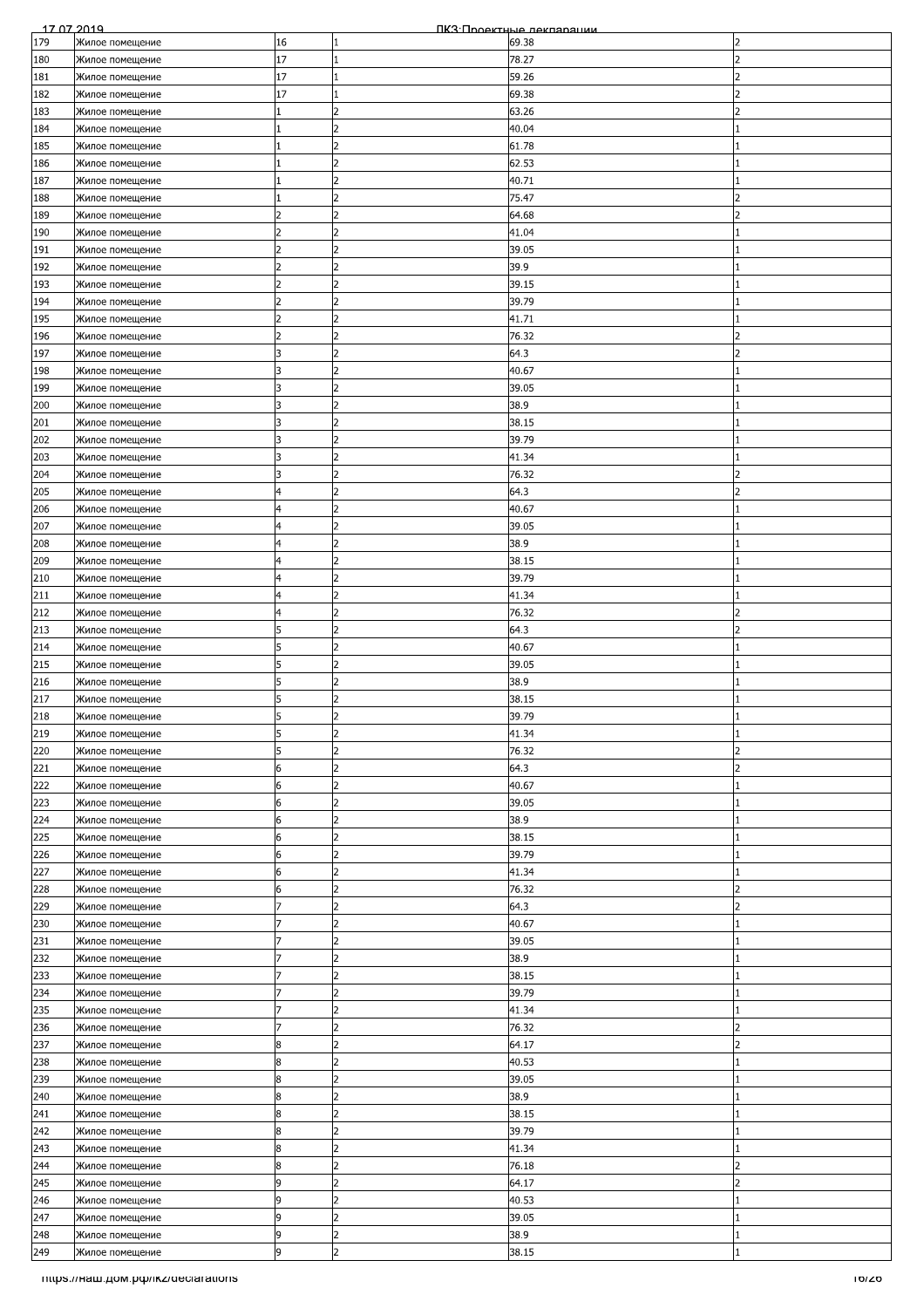| | | | | | |
|---|---|---|---|---|---|
| 179 | Жилое помещение | 16 | 1 | 69.38 | 2 |
| 180 | Жилое помещение | 17 | 1 | 78.27 | 2 |
| 181 | Жилое помещение | 17 | 1 | 59.26 | 2 |
| 182 | Жилое помещение | 17 | 1 | 69.38 | 2 |
| 183 | Жилое помещение | 1 | 2 | 63.26 | 2 |
| 184 | Жилое помещение | 1 | 2 | 40.04 | 1 |
| 185 | Жилое помещение | 1 | 2 | 61.78 | 1 |
| 186 | Жилое помещение | 1 | 2 | 62.53 | 1 |
| 187 | Жилое помещение | 1 | 2 | 40.71 | 1 |
| 188 | Жилое помещение | 1 | 2 | 75.47 | 2 |
| 189 | Жилое помещение | 2 | 2 | 64.68 | 2 |
| 190 | Жилое помещение | 2 | 2 | 41.04 | 1 |
| 191 | Жилое помещение | 2 | 2 | 39.05 | 1 |
| 192 | Жилое помещение | 2 | 2 | 39.9 | 1 |
| 193 | Жилое помещение | 2 | 2 | 39.15 | 1 |
| 194 | Жилое помещение | 2 | 2 | 39.79 | 1 |
| 195 | Жилое помещение | 2 | 2 | 41.71 | 1 |
| 196 | Жилое помещение | 2 | 2 | 76.32 | 2 |
| 197 | Жилое помещение | 3 | 2 | 64.3 | 2 |
| 198 | Жилое помещение | 3 | 2 | 40.67 | 1 |
| 199 | Жилое помещение | 3 | 2 | 39.05 | 1 |
| 200 | Жилое помещение | 3 | 2 | 38.9 | 1 |
| 201 | Жилое помещение | 3 | 2 | 38.15 | 1 |
| 202 | Жилое помещение | 3 | 2 | 39.79 | 1 |
| 203 | Жилое помещение | 3 | 2 | 41.34 | 1 |
| 204 | Жилое помещение | 3 | 2 | 76.32 | 2 |
| 205 | Жилое помещение | 4 | 2 | 64.3 | 2 |
| 206 | Жилое помещение | 4 | 2 | 40.67 | 1 |
| 207 | Жилое помещение | 4 | 2 | 39.05 | 1 |
| 208 | Жилое помещение | 4 | 2 | 38.9 | 1 |
| 209 | Жилое помещение | 4 | 2 | 38.15 | 1 |
| 210 | Жилое помещение | 4 | 2 | 39.79 | 1 |
| 211 | Жилое помещение | 4 | 2 | 41.34 | 1 |
| 212 | Жилое помещение | 4 | 2 | 76.32 | 2 |
| 213 | Жилое помещение | 5 | 2 | 64.3 | 2 |
| 214 | Жилое помещение | 5 | 2 | 40.67 | 1 |
| 215 | Жилое помещение | 5 | 2 | 39.05 | 1 |
| 216 | Жилое помещение | 5 | 2 | 38.9 | 1 |
| 217 | Жилое помещение | 5 | 2 | 38.15 | 1 |
| 218 | Жилое помещение | 5 | 2 | 39.79 | 1 |
| 219 | Жилое помещение | 5 | 2 | 41.34 | 1 |
| 220 | Жилое помещение | 5 | 2 | 76.32 | 2 |
| 221 | Жилое помещение | 6 | 2 | 64.3 | 2 |
| 222 | Жилое помещение | 6 | 2 | 40.67 | 1 |
| 223 | Жилое помещение | 6 | 2 | 39.05 | 1 |
| 224 | Жилое помещение | 6 | 2 | 38.9 | 1 |
| 225 | Жилое помещение | 6 | 2 | 38.15 | 1 |
| 226 | Жилое помещение | 6 | 2 | 39.79 | 1 |
| 227 | Жилое помещение | 6 | 2 | 41.34 | 1 |
| 228 | Жилое помещение | 6 | 2 | 76.32 | 2 |
| 229 | Жилое помещение | 7 | 2 | 64.3 | 2 |
| 230 | Жилое помещение | 7 | 2 | 40.67 | 1 |
| 231 | Жилое помещение | 7 | 2 | 39.05 | 1 |
| 232 | Жилое помещение | 7 | 2 | 38.9 | 1 |
| 233 | Жилое помещение | 7 | 2 | 38.15 | 1 |
| 234 | Жилое помещение | 7 | 2 | 39.79 | 1 |
| 235 | Жилое помещение | 7 | 2 | 41.34 | 1 |
| 236 | Жилое помещение | 7 | 2 | 76.32 | 2 |
| 237 | Жилое помещение | 8 | 2 | 64.17 | 2 |
| 238 | Жилое помещение | 8 | 2 | 40.53 | 1 |
| 239 | Жилое помещение | 8 | 2 | 39.05 | 1 |
| 240 | Жилое помещение | 8 | 2 | 38.9 | 1 |
| 241 | Жилое помещение | 8 | 2 | 38.15 | 1 |
| 242 | Жилое помещение | 8 | 2 | 39.79 | 1 |
| 243 | Жилое помещение | 8 | 2 | 41.34 | 1 |
| 244 | Жилое помещение | 8 | 2 | 76.18 | 2 |
| 245 | Жилое помещение | 9 | 2 | 64.17 | 2 |
| 246 | Жилое помещение | 9 | 2 | 40.53 | 1 |
| 247 | Жилое помещение | 9 | 2 | 39.05 | 1 |
| 248 | Жилое помещение | 9 | 2 | 38.9 | 1 |
| 249 | Жилое помещение | 9 | 2 | 38.15 | 1 |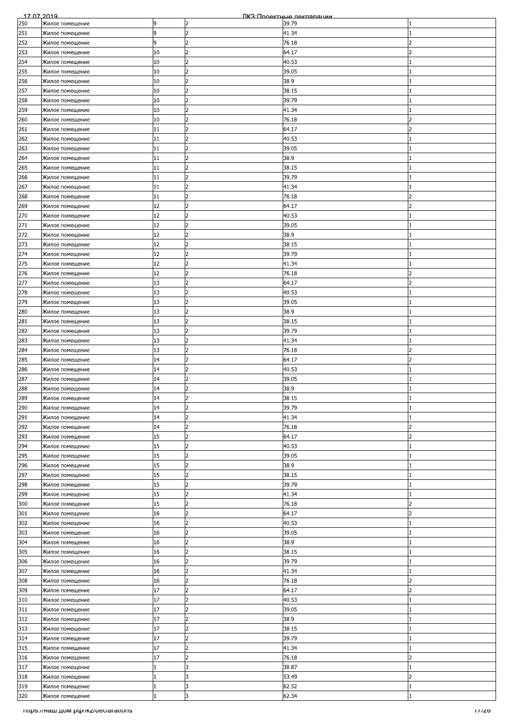| 250 | Жилое помещение | 9 | 2 | 39.79 | 1 |
|---|---|---|---|---|---|
| 251 | Жилое помещение | 9 | 2 | 41.34 | 1 |
| 252 | Жилое помещение | 9 | 2 | 76.18 | 2 |
| 253 | Жилое помещение | 10 | 2 | 64.17 | 2 |
| 254 | Жилое помещение | 10 | 2 | 40.53 | 1 |
| 255 | Жилое помещение | 10 | 2 | 39.05 | 1 |
| 256 | Жилое помещение | 10 | 2 | 38.9 | 1 |
| 257 | Жилое помещение | 10 | 2 | 38.15 | 1 |
| 258 | Жилое помещение | 10 | 2 | 39.79 | 1 |
| 259 | Жилое помещение | 10 | 2 | 41.34 | 1 |
| 260 | Жилое помещение | 10 | 2 | 76.18 | 2 |
| 261 | Жилое помещение | 11 | 2 | 64.17 | 2 |
| 262 | Жилое помещение | 11 | 2 | 40.53 | 1 |
| 263 | Жилое помещение | 11 | 2 | 39.05 | 1 |
| 264 | Жилое помещение | 11 | 2 | 38.9 | 1 |
| 265 | Жилое помещение | 11 | 2 | 38.15 | 1 |
| 266 | Жилое помещение | 11 | 2 | 39.79 | 1 |
| 267 | Жилое помещение | 11 | 2 | 41.34 | 1 |
| 268 | Жилое помещение | 11 | 2 | 76.18 | 2 |
| 269 | Жилое помещение | 12 | 2 | 64.17 | 2 |
| 270 | Жилое помещение | 12 | 2 | 40.53 | 1 |
| 271 | Жилое помещение | 12 | 2 | 39.05 | 1 |
| 272 | Жилое помещение | 12 | 2 | 38.9 | 1 |
| 273 | Жилое помещение | 12 | 2 | 38.15 | 1 |
| 274 | Жилое помещение | 12 | 2 | 39.79 | 1 |
| 275 | Жилое помещение | 12 | 2 | 41.34 | 1 |
| 276 | Жилое помещение | 12 | 2 | 76.18 | 2 |
| 277 | Жилое помещение | 13 | 2 | 64.17 | 2 |
| 278 | Жилое помещение | 13 | 2 | 40.53 | 1 |
| 279 | Жилое помещение | 13 | 2 | 39.05 | 1 |
| 280 | Жилое помещение | 13 | 2 | 38.9 | 1 |
| 281 | Жилое помещение | 13 | 2 | 38.15 | 1 |
| 282 | Жилое помещение | 13 | 2 | 39.79 | 1 |
| 283 | Жилое помещение | 13 | 2 | 41.34 | 1 |
| 284 | Жилое помещение | 13 | 2 | 76.18 | 2 |
| 285 | Жилое помещение | 14 | 2 | 64.17 | 2 |
| 286 | Жилое помещение | 14 | 2 | 40.53 | 1 |
| 287 | Жилое помещение | 14 | 2 | 39.05 | 1 |
| 288 | Жилое помещение | 14 | 2 | 38.9 | 1 |
| 289 | Жилое помещение | 14 | 2 | 38.15 | 1 |
| 290 | Жилое помещение | 14 | 2 | 39.79 | 1 |
| 291 | Жилое помещение | 14 | 2 | 41.34 | 1 |
| 292 | Жилое помещение | 14 | 2 | 76.18 | 2 |
| 293 | Жилое помещение | 15 | 2 | 64.17 | 2 |
| 294 | Жилое помещение | 15 | 2 | 40.53 | 1 |
| 295 | Жилое помещение | 15 | 2 | 39.05 | 1 |
| 296 | Жилое помещение | 15 | 2 | 38.9 | 1 |
| 297 | Жилое помещение | 15 | 2 | 38.15 | 1 |
| 298 | Жилое помещение | 15 | 2 | 39.79 | 1 |
| 299 | Жилое помещение | 15 | 2 | 41.34 | 1 |
| 300 | Жилое помещение | 15 | 2 | 76.18 | 2 |
| 301 | Жилое помещение | 16 | 2 | 64.17 | 2 |
| 302 | Жилое помещение | 16 | 2 | 40.53 | 1 |
| 303 | Жилое помещение | 16 | 2 | 39.05 | 1 |
| 304 | Жилое помещение | 16 | 2 | 38.9 | 1 |
| 305 | Жилое помещение | 16 | 2 | 38.15 | 1 |
| 306 | Жилое помещение | 16 | 2 | 39.79 | 1 |
| 307 | Жилое помещение | 16 | 2 | 41.34 | 1 |
| 308 | Жилое помещение | 16 | 2 | 76.18 | 2 |
| 309 | Жилое помещение | 17 | 2 | 64.17 | 2 |
| 310 | Жилое помещение | 17 | 2 | 40.53 | 1 |
| 311 | Жилое помещение | 17 | 2 | 39.05 | 1 |
| 312 | Жилое помещение | 17 | 2 | 38.9 | 1 |
| 313 | Жилое помещение | 17 | 2 | 38.15 | 1 |
| 314 | Жилое помещение | 17 | 2 | 39.79 | 1 |
| 315 | Жилое помещение | 17 | 2 | 41.34 | 1 |
| 316 | Жилое помещение | 17 | 2 | 76.18 | 2 |
| 317 | Жилое помещение | 1 | 3 | 38.87 | 1 |
| 318 | Жилое помещение | 1 | 3 | 53.49 | 2 |
| 319 | Жилое помещение | 1 | 3 | 62.52 | 1 |
| 320 | Жилое помещение | 1 | 3 | 62.34 | 1 |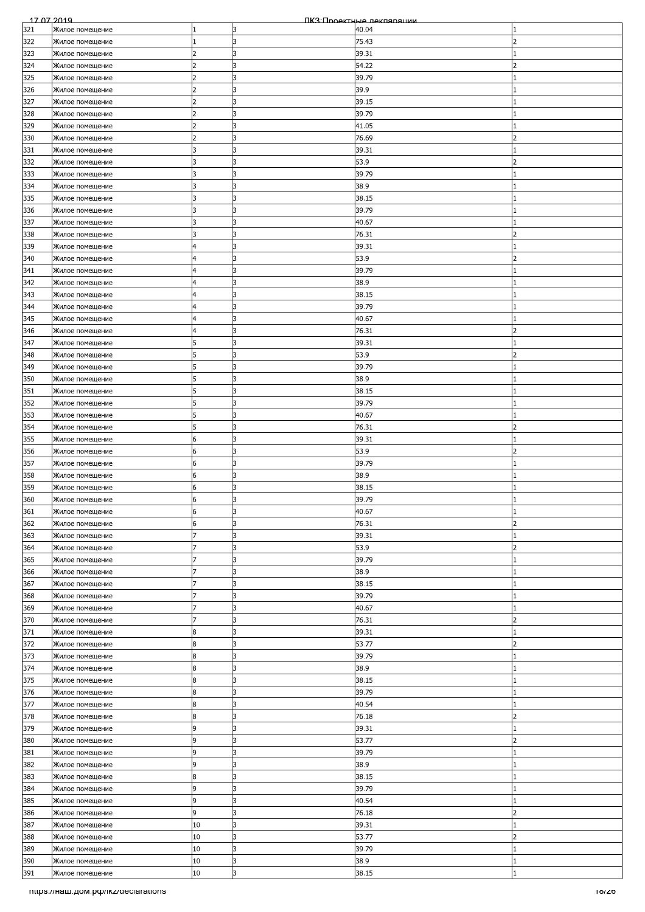| 321 | Жилое помещение | 1 | 3 | 40.04 | 1 |
|---|---|---|---|---|---|
| 322 | Жилое помещение | 1 | 3 | 75.43 | 2 |
| 323 | Жилое помещение | 2 | 3 | 39.31 | 1 |
| 324 | Жилое помещение | 2 | 3 | 54.22 | 2 |
| 325 | Жилое помещение | 2 | 3 | 39.79 | 1 |
| 326 | Жилое помещение | 2 | 3 | 39.9 | 1 |
| 327 | Жилое помещение | 2 | 3 | 39.15 | 1 |
| 328 | Жилое помещение | 2 | 3 | 39.79 | 1 |
| 329 | Жилое помещение | 2 | 3 | 41.05 | 1 |
| 330 | Жилое помещение | 2 | 3 | 76.69 | 2 |
| 331 | Жилое помещение | 3 | 3 | 39.31 | 1 |
| 332 | Жилое помещение | 3 | 3 | 53.9 | 2 |
| 333 | Жилое помещение | 3 | 3 | 39.79 | 1 |
| 334 | Жилое помещение | 3 | 3 | 38.9 | 1 |
| 335 | Жилое помещение | 3 | 3 | 38.15 | 1 |
| 336 | Жилое помещение | 3 | 3 | 39.79 | 1 |
| 337 | Жилое помещение | 3 | 3 | 40.67 | 1 |
| 338 | Жилое помещение | 3 | 3 | 76.31 | 2 |
| 339 | Жилое помещение | 4 | 3 | 39.31 | 1 |
| 340 | Жилое помещение | 4 | 3 | 53.9 | 2 |
| 341 | Жилое помещение | 4 | 3 | 39.79 | 1 |
| 342 | Жилое помещение | 4 | 3 | 38.9 | 1 |
| 343 | Жилое помещение | 4 | 3 | 38.15 | 1 |
| 344 | Жилое помещение | 4 | 3 | 39.79 | 1 |
| 345 | Жилое помещение | 4 | 3 | 40.67 | 1 |
| 346 | Жилое помещение | 4 | 3 | 76.31 | 2 |
| 347 | Жилое помещение | 5 | 3 | 39.31 | 1 |
| 348 | Жилое помещение | 5 | 3 | 53.9 | 2 |
| 349 | Жилое помещение | 5 | 3 | 39.79 | 1 |
| 350 | Жилое помещение | 5 | 3 | 38.9 | 1 |
| 351 | Жилое помещение | 5 | 3 | 38.15 | 1 |
| 352 | Жилое помещение | 5 | 3 | 39.79 | 1 |
| 353 | Жилое помещение | 5 | 3 | 40.67 | 1 |
| 354 | Жилое помещение | 5 | 3 | 76.31 | 2 |
| 355 | Жилое помещение | 6 | 3 | 39.31 | 1 |
| 356 | Жилое помещение | 6 | 3 | 53.9 | 2 |
| 357 | Жилое помещение | 6 | 3 | 39.79 | 1 |
| 358 | Жилое помещение | 6 | 3 | 38.9 | 1 |
| 359 | Жилое помещение | 6 | 3 | 38.15 | 1 |
| 360 | Жилое помещение | 6 | 3 | 39.79 | 1 |
| 361 | Жилое помещение | 6 | 3 | 40.67 | 1 |
| 362 | Жилое помещение | 6 | 3 | 76.31 | 2 |
| 363 | Жилое помещение | 7 | 3 | 39.31 | 1 |
| 364 | Жилое помещение | 7 | 3 | 53.9 | 2 |
| 365 | Жилое помещение | 7 | 3 | 39.79 | 1 |
| 366 | Жилое помещение | 7 | 3 | 38.9 | 1 |
| 367 | Жилое помещение | 7 | 3 | 38.15 | 1 |
| 368 | Жилое помещение | 7 | 3 | 39.79 | 1 |
| 369 | Жилое помещение | 7 | 3 | 40.67 | 1 |
| 370 | Жилое помещение | 7 | 3 | 76.31 | 2 |
| 371 | Жилое помещение | 8 | 3 | 39.31 | 1 |
| 372 | Жилое помещение | 8 | 3 | 53.77 | 2 |
| 373 | Жилое помещение | 8 | 3 | 39.79 | 1 |
| 374 | Жилое помещение | 8 | 3 | 38.9 | 1 |
| 375 | Жилое помещение | 8 | 3 | 38.15 | 1 |
| 376 | Жилое помещение | 8 | 3 | 39.79 | 1 |
| 377 | Жилое помещение | 8 | 3 | 40.54 | 1 |
| 378 | Жилое помещение | 8 | 3 | 76.18 | 2 |
| 379 | Жилое помещение | 9 | 3 | 39.31 | 1 |
| 380 | Жилое помещение | 9 | 3 | 53.77 | 2 |
| 381 | Жилое помещение | 9 | 3 | 39.79 | 1 |
| 382 | Жилое помещение | 9 | 3 | 38.9 | 1 |
| 383 | Жилое помещение | 8 | 3 | 38.15 | 1 |
| 384 | Жилое помещение | 9 | 3 | 39.79 | 1 |
| 385 | Жилое помещение | 9 | 3 | 40.54 | 1 |
| 386 | Жилое помещение | 9 | 3 | 76.18 | 2 |
| 387 | Жилое помещение | 10 | 3 | 39.31 | 1 |
| 388 | Жилое помещение | 10 | 3 | 53.77 | 2 |
| 389 | Жилое помещение | 10 | 3 | 39.79 | 1 |
| 390 | Жилое помещение | 10 | 3 | 38.9 | 1 |
| 391 | Жилое помещение | 10 | 3 | 38.15 | 1 |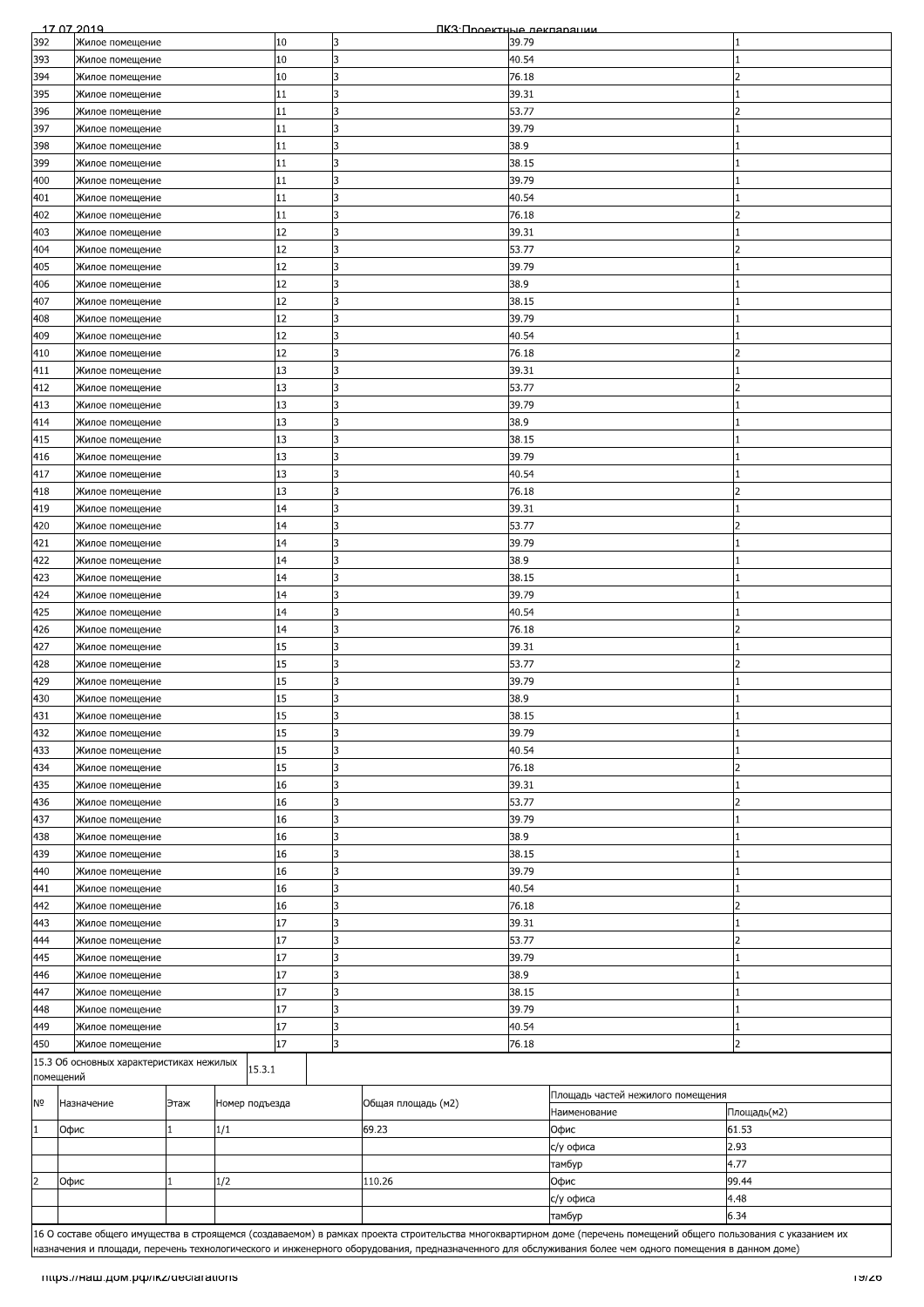| | | | | | |
|---|---|---|---|---|---|
| 392 | Жилое помещение | 10 | 3 | 39.79 | 1 |
| 393 | Жилое помещение | 10 | 3 | 40.54 | 1 |
| 394 | Жилое помещение | 10 | 3 | 76.18 | 2 |
| 395 | Жилое помещение | 11 | 3 | 39.31 | 1 |
| 396 | Жилое помещение | 11 | 3 | 53.77 | 2 |
| 397 | Жилое помещение | 11 | 3 | 39.79 | 1 |
| 398 | Жилое помещение | 11 | 3 | 38.9 | 1 |
| 399 | Жилое помещение | 11 | 3 | 38.15 | 1 |
| 400 | Жилое помещение | 11 | 3 | 39.79 | 1 |
| 401 | Жилое помещение | 11 | 3 | 40.54 | 1 |
| 402 | Жилое помещение | 11 | 3 | 76.18 | 2 |
| 403 | Жилое помещение | 12 | 3 | 39.31 | 1 |
| 404 | Жилое помещение | 12 | 3 | 53.77 | 2 |
| 405 | Жилое помещение | 12 | 3 | 39.79 | 1 |
| 406 | Жилое помещение | 12 | 3 | 38.9 | 1 |
| 407 | Жилое помещение | 12 | 3 | 38.15 | 1 |
| 408 | Жилое помещение | 12 | 3 | 39.79 | 1 |
| 409 | Жилое помещение | 12 | 3 | 40.54 | 1 |
| 410 | Жилое помещение | 12 | 3 | 76.18 | 2 |
| 411 | Жилое помещение | 13 | 3 | 39.31 | 1 |
| 412 | Жилое помещение | 13 | 3 | 53.77 | 2 |
| 413 | Жилое помещение | 13 | 3 | 39.79 | 1 |
| 414 | Жилое помещение | 13 | 3 | 38.9 | 1 |
| 415 | Жилое помещение | 13 | 3 | 38.15 | 1 |
| 416 | Жилое помещение | 13 | 3 | 39.79 | 1 |
| 417 | Жилое помещение | 13 | 3 | 40.54 | 1 |
| 418 | Жилое помещение | 13 | 3 | 76.18 | 2 |
| 419 | Жилое помещение | 14 | 3 | 39.31 | 1 |
| 420 | Жилое помещение | 14 | 3 | 53.77 | 2 |
| 421 | Жилое помещение | 14 | 3 | 39.79 | 1 |
| 422 | Жилое помещение | 14 | 3 | 38.9 | 1 |
| 423 | Жилое помещение | 14 | 3 | 38.15 | 1 |
| 424 | Жилое помещение | 14 | 3 | 39.79 | 1 |
| 425 | Жилое помещение | 14 | 3 | 40.54 | 1 |
| 426 | Жилое помещение | 14 | 3 | 76.18 | 2 |
| 427 | Жилое помещение | 15 | 3 | 39.31 | 1 |
| 428 | Жилое помещение | 15 | 3 | 53.77 | 2 |
| 429 | Жилое помещение | 15 | 3 | 39.79 | 1 |
| 430 | Жилое помещение | 15 | 3 | 38.9 | 1 |
| 431 | Жилое помещение | 15 | 3 | 38.15 | 1 |
| 432 | Жилое помещение | 15 | 3 | 39.79 | 1 |
| 433 | Жилое помещение | 15 | 3 | 40.54 | 1 |
| 434 | Жилое помещение | 15 | 3 | 76.18 | 2 |
| 435 | Жилое помещение | 16 | 3 | 39.31 | 1 |
| 436 | Жилое помещение | 16 | 3 | 53.77 | 2 |
| 437 | Жилое помещение | 16 | 3 | 39.79 | 1 |
| 438 | Жилое помещение | 16 | 3 | 38.9 | 1 |
| 439 | Жилое помещение | 16 | 3 | 38.15 | 1 |
| 440 | Жилое помещение | 16 | 3 | 39.79 | 1 |
| 441 | Жилое помещение | 16 | 3 | 40.54 | 1 |
| 442 | Жилое помещение | 16 | 3 | 76.18 | 2 |
| 443 | Жилое помещение | 17 | 3 | 39.31 | 1 |
| 444 | Жилое помещение | 17 | 3 | 53.77 | 2 |
| 445 | Жилое помещение | 17 | 3 | 39.79 | 1 |
| 446 | Жилое помещение | 17 | 3 | 38.9 | 1 |
| 447 | Жилое помещение | 17 | 3 | 38.15 | 1 |
| 448 | Жилое помещение | 17 | 3 | 39.79 | 1 |
| 449 | Жилое помещение | 17 | 3 | 40.54 | 1 |
| 450 | Жилое помещение | 17 | 3 | 76.18 | 2 |

15.3 Об основных характеристиках нежилых помещений 15.3.1

| № | Назначение | Этаж | Номер подъезда | Общая площадь (м2) | Площадь частей нежилого помещения | |
|---|---|---|---|---|---|---|
| | | | | | Наименование | Площадь(м2) |
| 1 | Офис | 1 | 1/1 | 69.23 | Офис | 61.53 |
| | | | | | с/у офиса | 2.93 |
| | | | | | тамбур | 4.77 |
| 2 | Офис | 1 | 1/2 | 110.26 | Офис | 99.44 |
| | | | | | с/у офиса | 4.48 |
| | | | | | тамбур | 6.34 |

16 О составе общего имущества в строящемся (создаваемом) в рамках проекта строительства многоквартирном доме (перечень помещений общего пользования с указанием их назначения и площади, перечень технологического и инженерного оборудования, предназначенного для обслуживания более чем одного помещения в данном доме)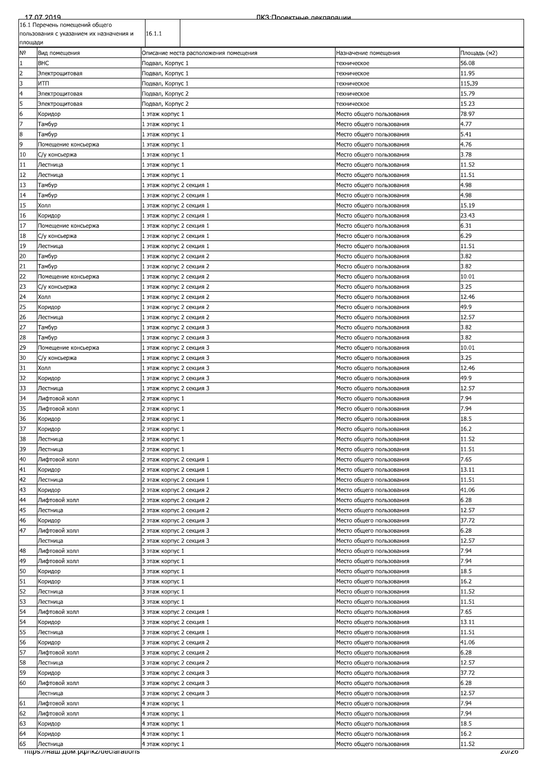| 16.1 Перечень помещений общего пользования с указанием их назначения и площади | 16.1.1 | | | |
|---|---|---|---|---|
| № | Вид помещения | Описание места расположения помещения | Назначение помещения | Площадь (м2) |
| 1 | ВНС | Подвал, Корпус 1 | техническое | 56.08 |
| 2 | Электрощитовая | Подвал, Корпус 1 | техническое | 11.95 |
| 3 | ИТП | Подвал, Корпус 1 | техническое | 115.39 |
| 4 | Электрощитовая | Подвал, Корпус 2 | техническое | 15.79 |
| 5 | Электрощитовая | Подвал, Корпус 2 | техническое | 15.23 |
| 6 | Коридор | 1 этаж корпус 1 | Место общего пользования | 78.97 |
| 7 | Тамбур | 1 этаж корпус 1 | Место общего пользования | 4.77 |
| 8 | Тамбур | 1 этаж корпус 1 | Место общего пользования | 5.41 |
| 9 | Помещение консьержа | 1 этаж корпус 1 | Место общего пользования | 4.76 |
| 10 | С/у консьержа | 1 этаж корпус 1 | Место общего пользования | 3.78 |
| 11 | Лестница | 1 этаж корпус 1 | Место общего пользования | 11.52 |
| 12 | Лестница | 1 этаж корпус 1 | Место общего пользования | 11.51 |
| 13 | Тамбур | 1 этаж корпус 2 секция 1 | Место общего пользования | 4.98 |
| 14 | Тамбур | 1 этаж корпус 2 секция 1 | Место общего пользования | 4.98 |
| 15 | Холл | 1 этаж корпус 2 секция 1 | Место общего пользования | 15.19 |
| 16 | Коридор | 1 этаж корпус 2 секция 1 | Место общего пользования | 23.43 |
| 17 | Помещение консьержа | 1 этаж корпус 2 секция 1 | Место общего пользования | 6.31 |
| 18 | С/у консьержа | 1 этаж корпус 2 секция 1 | Место общего пользования | 6.29 |
| 19 | Лестница | 1 этаж корпус 2 секция 1 | Место общего пользования | 11.51 |
| 20 | Тамбур | 1 этаж корпус 2 секция 2 | Место общего пользования | 3.82 |
| 21 | Тамбур | 1 этаж корпус 2 секция 2 | Место общего пользования | 3.82 |
| 22 | Помещение консьержа | 1 этаж корпус 2 секция 2 | Место общего пользования | 10.01 |
| 23 | С/у консьержа | 1 этаж корпус 2 секция 2 | Место общего пользования | 3.25 |
| 24 | Холл | 1 этаж корпус 2 секция 2 | Место общего пользования | 12.46 |
| 25 | Коридор | 1 этаж корпус 2 секция 2 | Место общего пользования | 49.9 |
| 26 | Лестница | 1 этаж корпус 2 секция 2 | Место общего пользования | 12.57 |
| 27 | Тамбур | 1 этаж корпус 2 секция 3 | Место общего пользования | 3.82 |
| 28 | Тамбур | 1 этаж корпус 2 секция 3 | Место общего пользования | 3.82 |
| 29 | Помещение консьержа | 1 этаж корпус 2 секция 3 | Место общего пользования | 10.01 |
| 30 | С/у консьержа | 1 этаж корпус 2 секция 3 | Место общего пользования | 3.25 |
| 31 | Холл | 1 этаж корпус 2 секция 3 | Место общего пользования | 12.46 |
| 32 | Коридор | 1 этаж корпус 2 секция 3 | Место общего пользования | 49.9 |
| 33 | Лестница | 1 этаж корпус 2 секция 3 | Место общего пользования | 12.57 |
| 34 | Лифтовой холл | 2 этаж корпус 1 | Место общего пользования | 7.94 |
| 35 | Лифтовой холл | 2 этаж корпус 1 | Место общего пользования | 7.94 |
| 36 | Коридор | 2 этаж корпус 1 | Место общего пользования | 18.5 |
| 37 | Коридор | 2 этаж корпус 1 | Место общего пользования | 16.2 |
| 38 | Лестница | 2 этаж корпус 1 | Место общего пользования | 11.52 |
| 39 | Лестница | 2 этаж корпус 1 | Место общего пользования | 11.51 |
| 40 | Лифтовой холл | 2 этаж корпус 2 секция 1 | Место общего пользования | 7.65 |
| 41 | Коридор | 2 этаж корпус 2 секция 1 | Место общего пользования | 13.11 |
| 42 | Лестница | 2 этаж корпус 2 секция 1 | Место общего пользования | 11.51 |
| 43 | Коридор | 2 этаж корпус 2 секция 2 | Место общего пользования | 41.06 |
| 44 | Лифтовой холл | 2 этаж корпус 2 секция 2 | Место общего пользования | 6.28 |
| 45 | Лестница | 2 этаж корпус 2 секция 2 | Место общего пользования | 12.57 |
| 46 | Коридор | 2 этаж корпус 2 секция 3 | Место общего пользования | 37.72 |
| 47 | Лифтовой холл | 2 этаж корпус 2 секция 3 | Место общего пользования | 6.28 |
| | Лестница | 2 этаж корпус 2 секция 3 | Место общего пользования | 12.57 |
| 48 | Лифтовой холл | 3 этаж корпус 1 | Место общего пользования | 7.94 |
| 49 | Лифтовой холл | 3 этаж корпус 1 | Место общего пользования | 7.94 |
| 50 | Коридор | 3 этаж корпус 1 | Место общего пользования | 18.5 |
| 51 | Коридор | 3 этаж корпус 1 | Место общего пользования | 16.2 |
| 52 | Лестница | 3 этаж корпус 1 | Место общего пользования | 11.52 |
| 53 | Лестница | 3 этаж корпус 1 | Место общего пользования | 11.51 |
| 54 | Лифтовой холл | 3 этаж корпус 2 секция 1 | Место общего пользования | 7.65 |
| 54 | Коридор | 3 этаж корпус 2 секция 1 | Место общего пользования | 13.11 |
| 55 | Лестница | 3 этаж корпус 2 секция 1 | Место общего пользования | 11.51 |
| 56 | Коридор | 3 этаж корпус 2 секция 2 | Место общего пользования | 41.06 |
| 57 | Лифтовой холл | 3 этаж корпус 2 секция 2 | Место общего пользования | 6.28 |
| 58 | Лестница | 3 этаж корпус 2 секция 2 | Место общего пользования | 12.57 |
| 59 | Коридор | 3 этаж корпус 2 секция 3 | Место общего пользования | 37.72 |
| 60 | Лифтовой холл | 3 этаж корпус 2 секция 3 | Место общего пользования | 6.28 |
| | Лестница | 3 этаж корпус 2 секция 3 | Место общего пользования | 12.57 |
| 61 | Лифтовой холл | 4 этаж корпус 1 | Место общего пользования | 7.94 |
| 62 | Лифтовой холл | 4 этаж корпус 1 | Место общего пользования | 7.94 |
| 63 | Коридор | 4 этаж корпус 1 | Место общего пользования | 18.5 |
| 64 | Коридор | 4 этаж корпус 1 | Место общего пользования | 16.2 |
| 65 | Лестница | 4 этаж корпус 1 | Место общего пользования | 11.52 |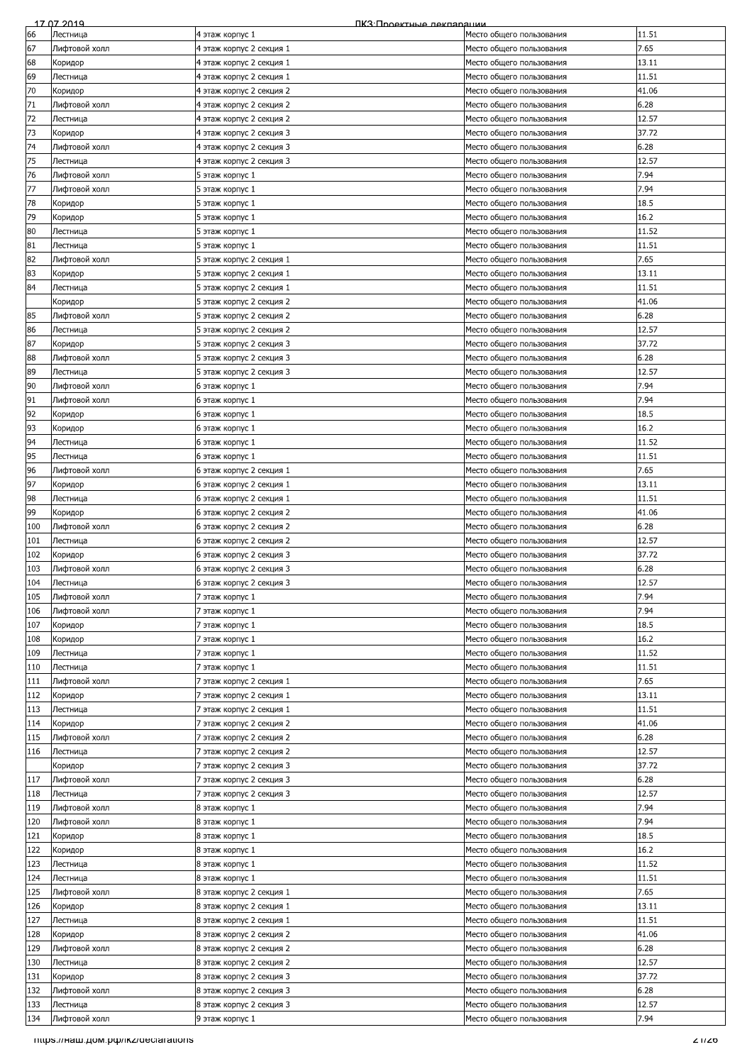| | | | | |
|---|---|---|---|---|
| 66 | Лестница | 4 этаж корпус 1 | Место общего пользования | 11.51 |
| 67 | Лифтовой холл | 4 этаж корпус 2 секция 1 | Место общего пользования | 7.65 |
| 68 | Коридор | 4 этаж корпус 2 секция 1 | Место общего пользования | 13.11 |
| 69 | Лестница | 4 этаж корпус 2 секция 1 | Место общего пользования | 11.51 |
| 70 | Коридор | 4 этаж корпус 2 секция 2 | Место общего пользования | 41.06 |
| 71 | Лифтовой холл | 4 этаж корпус 2 секция 2 | Место общего пользования | 6.28 |
| 72 | Лестница | 4 этаж корпус 2 секция 2 | Место общего пользования | 12.57 |
| 73 | Коридор | 4 этаж корпус 2 секция 3 | Место общего пользования | 37.72 |
| 74 | Лифтовой холл | 4 этаж корпус 2 секция 3 | Место общего пользования | 6.28 |
| 75 | Лестница | 4 этаж корпус 2 секция 3 | Место общего пользования | 12.57 |
| 76 | Лифтовой холл | 5 этаж корпус 1 | Место общего пользования | 7.94 |
| 77 | Лифтовой холл | 5 этаж корпус 1 | Место общего пользования | 7.94 |
| 78 | Коридор | 5 этаж корпус 1 | Место общего пользования | 18.5 |
| 79 | Коридор | 5 этаж корпус 1 | Место общего пользования | 16.2 |
| 80 | Лестница | 5 этаж корпус 1 | Место общего пользования | 11.52 |
| 81 | Лестница | 5 этаж корпус 1 | Место общего пользования | 11.51 |
| 82 | Лифтовой холл | 5 этаж корпус 2 секция 1 | Место общего пользования | 7.65 |
| 83 | Коридор | 5 этаж корпус 2 секция 1 | Место общего пользования | 13.11 |
| 84 | Лестница | 5 этаж корпус 2 секция 1 | Место общего пользования | 11.51 |
| | Коридор | 5 этаж корпус 2 секция 2 | Место общего пользования | 41.06 |
| 85 | Лифтовой холл | 5 этаж корпус 2 секция 2 | Место общего пользования | 6.28 |
| 86 | Лестница | 5 этаж корпус 2 секция 2 | Место общего пользования | 12.57 |
| 87 | Коридор | 5 этаж корпус 2 секция 3 | Место общего пользования | 37.72 |
| 88 | Лифтовой холл | 5 этаж корпус 2 секция 3 | Место общего пользования | 6.28 |
| 89 | Лестница | 5 этаж корпус 2 секция 3 | Место общего пользования | 12.57 |
| 90 | Лифтовой холл | 6 этаж корпус 1 | Место общего пользования | 7.94 |
| 91 | Лифтовой холл | 6 этаж корпус 1 | Место общего пользования | 7.94 |
| 92 | Коридор | 6 этаж корпус 1 | Место общего пользования | 18.5 |
| 93 | Коридор | 6 этаж корпус 1 | Место общего пользования | 16.2 |
| 94 | Лестница | 6 этаж корпус 1 | Место общего пользования | 11.52 |
| 95 | Лестница | 6 этаж корпус 1 | Место общего пользования | 11.51 |
| 96 | Лифтовой холл | 6 этаж корпус 2 секция 1 | Место общего пользования | 7.65 |
| 97 | Коридор | 6 этаж корпус 2 секция 1 | Место общего пользования | 13.11 |
| 98 | Лестница | 6 этаж корпус 2 секция 1 | Место общего пользования | 11.51 |
| 99 | Коридор | 6 этаж корпус 2 секция 2 | Место общего пользования | 41.06 |
| 100 | Лифтовой холл | 6 этаж корпус 2 секция 2 | Место общего пользования | 6.28 |
| 101 | Лестница | 6 этаж корпус 2 секция 2 | Место общего пользования | 12.57 |
| 102 | Коридор | 6 этаж корпус 2 секция 3 | Место общего пользования | 37.72 |
| 103 | Лифтовой холл | 6 этаж корпус 2 секция 3 | Место общего пользования | 6.28 |
| 104 | Лестница | 6 этаж корпус 2 секция 3 | Место общего пользования | 12.57 |
| 105 | Лифтовой холл | 7 этаж корпус 1 | Место общего пользования | 7.94 |
| 106 | Лифтовой холл | 7 этаж корпус 1 | Место общего пользования | 7.94 |
| 107 | Коридор | 7 этаж корпус 1 | Место общего пользования | 18.5 |
| 108 | Коридор | 7 этаж корпус 1 | Место общего пользования | 16.2 |
| 109 | Лестница | 7 этаж корпус 1 | Место общего пользования | 11.52 |
| 110 | Лестница | 7 этаж корпус 1 | Место общего пользования | 11.51 |
| 111 | Лифтовой холл | 7 этаж корпус 2 секция 1 | Место общего пользования | 7.65 |
| 112 | Коридор | 7 этаж корпус 2 секция 1 | Место общего пользования | 13.11 |
| 113 | Лестница | 7 этаж корпус 2 секция 1 | Место общего пользования | 11.51 |
| 114 | Коридор | 7 этаж корпус 2 секция 2 | Место общего пользования | 41.06 |
| 115 | Лифтовой холл | 7 этаж корпус 2 секция 2 | Место общего пользования | 6.28 |
| 116 | Лестница | 7 этаж корпус 2 секция 2 | Место общего пользования | 12.57 |
| | Коридор | 7 этаж корпус 2 секция 3 | Место общего пользования | 37.72 |
| 117 | Лифтовой холл | 7 этаж корпус 2 секция 3 | Место общего пользования | 6.28 |
| 118 | Лестница | 7 этаж корпус 2 секция 3 | Место общего пользования | 12.57 |
| 119 | Лифтовой холл | 8 этаж корпус 1 | Место общего пользования | 7.94 |
| 120 | Лифтовой холл | 8 этаж корпус 1 | Место общего пользования | 7.94 |
| 121 | Коридор | 8 этаж корпус 1 | Место общего пользования | 18.5 |
| 122 | Коридор | 8 этаж корпус 1 | Место общего пользования | 16.2 |
| 123 | Лестница | 8 этаж корпус 1 | Место общего пользования | 11.52 |
| 124 | Лестница | 8 этаж корпус 1 | Место общего пользования | 11.51 |
| 125 | Лифтовой холл | 8 этаж корпус 2 секция 1 | Место общего пользования | 7.65 |
| 126 | Коридор | 8 этаж корпус 2 секция 1 | Место общего пользования | 13.11 |
| 127 | Лестница | 8 этаж корпус 2 секция 1 | Место общего пользования | 11.51 |
| 128 | Коридор | 8 этаж корпус 2 секция 2 | Место общего пользования | 41.06 |
| 129 | Лифтовой холл | 8 этаж корпус 2 секция 2 | Место общего пользования | 6.28 |
| 130 | Лестница | 8 этаж корпус 2 секция 2 | Место общего пользования | 12.57 |
| 131 | Коридор | 8 этаж корпус 2 секция 3 | Место общего пользования | 37.72 |
| 132 | Лифтовой холл | 8 этаж корпус 2 секция 3 | Место общего пользования | 6.28 |
| 133 | Лестница | 8 этаж корпус 2 секция 3 | Место общего пользования | 12.57 |
| 134 | Лифтовой холл | 9 этаж корпус 1 | Место общего пользования | 7.94 |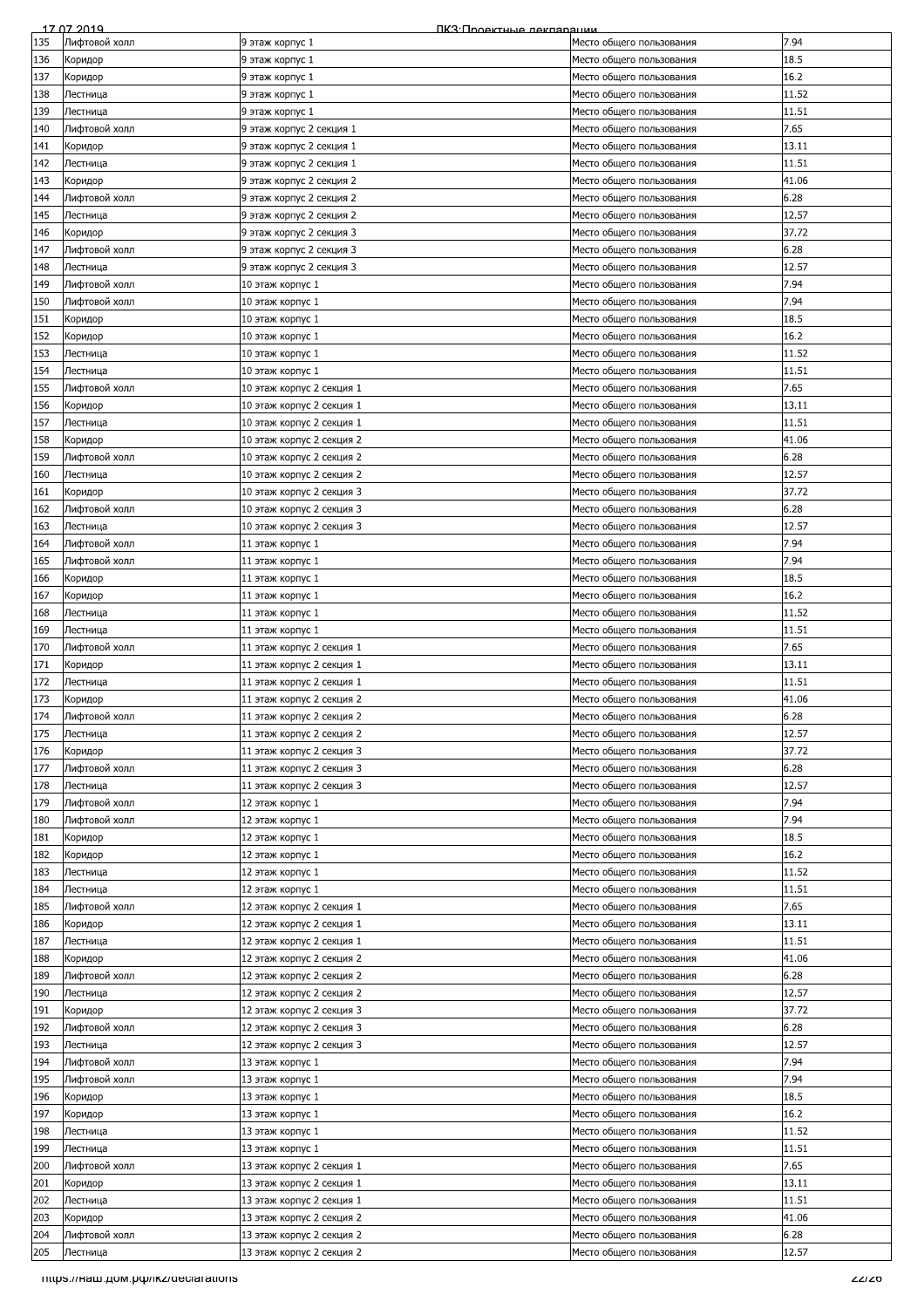| 135 | Лифтовой холл | 9 этаж корпус 1 | Место общего пользования | 7.94 |
|---|---|---|---|---|
| 136 | Коридор | 9 этаж корпус 1 | Место общего пользования | 18.5 |
| 137 | Коридор | 9 этаж корпус 1 | Место общего пользования | 16.2 |
| 138 | Лестница | 9 этаж корпус 1 | Место общего пользования | 11.52 |
| 139 | Лестница | 9 этаж корпус 1 | Место общего пользования | 11.51 |
| 140 | Лифтовой холл | 9 этаж корпус 2 секция 1 | Место общего пользования | 7.65 |
| 141 | Коридор | 9 этаж корпус 2 секция 1 | Место общего пользования | 13.11 |
| 142 | Лестница | 9 этаж корпус 2 секция 1 | Место общего пользования | 11.51 |
| 143 | Коридор | 9 этаж корпус 2 секция 2 | Место общего пользования | 41.06 |
| 144 | Лифтовой холл | 9 этаж корпус 2 секция 2 | Место общего пользования | 6.28 |
| 145 | Лестница | 9 этаж корпус 2 секция 2 | Место общего пользования | 12.57 |
| 146 | Коридор | 9 этаж корпус 2 секция 3 | Место общего пользования | 37.72 |
| 147 | Лифтовой холл | 9 этаж корпус 2 секция 3 | Место общего пользования | 6.28 |
| 148 | Лестница | 9 этаж корпус 2 секция 3 | Место общего пользования | 12.57 |
| 149 | Лифтовой холл | 10 этаж корпус 1 | Место общего пользования | 7.94 |
| 150 | Лифтовой холл | 10 этаж корпус 1 | Место общего пользования | 7.94 |
| 151 | Коридор | 10 этаж корпус 1 | Место общего пользования | 18.5 |
| 152 | Коридор | 10 этаж корпус 1 | Место общего пользования | 16.2 |
| 153 | Лестница | 10 этаж корпус 1 | Место общего пользования | 11.52 |
| 154 | Лестница | 10 этаж корпус 1 | Место общего пользования | 11.51 |
| 155 | Лифтовой холл | 10 этаж корпус 2 секция 1 | Место общего пользования | 7.65 |
| 156 | Коридор | 10 этаж корпус 2 секция 1 | Место общего пользования | 13.11 |
| 157 | Лестница | 10 этаж корпус 2 секция 1 | Место общего пользования | 11.51 |
| 158 | Коридор | 10 этаж корпус 2 секция 2 | Место общего пользования | 41.06 |
| 159 | Лифтовой холл | 10 этаж корпус 2 секция 2 | Место общего пользования | 6.28 |
| 160 | Лестница | 10 этаж корпус 2 секция 2 | Место общего пользования | 12.57 |
| 161 | Коридор | 10 этаж корпус 2 секция 3 | Место общего пользования | 37.72 |
| 162 | Лифтовой холл | 10 этаж корпус 2 секция 3 | Место общего пользования | 6.28 |
| 163 | Лестница | 10 этаж корпус 2 секция 3 | Место общего пользования | 12.57 |
| 164 | Лифтовой холл | 11 этаж корпус 1 | Место общего пользования | 7.94 |
| 165 | Лифтовой холл | 11 этаж корпус 1 | Место общего пользования | 7.94 |
| 166 | Коридор | 11 этаж корпус 1 | Место общего пользования | 18.5 |
| 167 | Коридор | 11 этаж корпус 1 | Место общего пользования | 16.2 |
| 168 | Лестница | 11 этаж корпус 1 | Место общего пользования | 11.52 |
| 169 | Лестница | 11 этаж корпус 1 | Место общего пользования | 11.51 |
| 170 | Лифтовой холл | 11 этаж корпус 2 секция 1 | Место общего пользования | 7.65 |
| 171 | Коридор | 11 этаж корпус 2 секция 1 | Место общего пользования | 13.11 |
| 172 | Лестница | 11 этаж корпус 2 секция 1 | Место общего пользования | 11.51 |
| 173 | Коридор | 11 этаж корпус 2 секция 2 | Место общего пользования | 41.06 |
| 174 | Лифтовой холл | 11 этаж корпус 2 секция 2 | Место общего пользования | 6.28 |
| 175 | Лестница | 11 этаж корпус 2 секция 2 | Место общего пользования | 12.57 |
| 176 | Коридор | 11 этаж корпус 2 секция 3 | Место общего пользования | 37.72 |
| 177 | Лифтовой холл | 11 этаж корпус 2 секция 3 | Место общего пользования | 6.28 |
| 178 | Лестница | 11 этаж корпус 2 секция 3 | Место общего пользования | 12.57 |
| 179 | Лифтовой холл | 12 этаж корпус 1 | Место общего пользования | 7.94 |
| 180 | Лифтовой холл | 12 этаж корпус 1 | Место общего пользования | 7.94 |
| 181 | Коридор | 12 этаж корпус 1 | Место общего пользования | 18.5 |
| 182 | Коридор | 12 этаж корпус 1 | Место общего пользования | 16.2 |
| 183 | Лестница | 12 этаж корпус 1 | Место общего пользования | 11.52 |
| 184 | Лестница | 12 этаж корпус 1 | Место общего пользования | 11.51 |
| 185 | Лифтовой холл | 12 этаж корпус 2 секция 1 | Место общего пользования | 7.65 |
| 186 | Коридор | 12 этаж корпус 2 секция 1 | Место общего пользования | 13.11 |
| 187 | Лестница | 12 этаж корпус 2 секция 1 | Место общего пользования | 11.51 |
| 188 | Коридор | 12 этаж корпус 2 секция 2 | Место общего пользования | 41.06 |
| 189 | Лифтовой холл | 12 этаж корпус 2 секция 2 | Место общего пользования | 6.28 |
| 190 | Лестница | 12 этаж корпус 2 секция 2 | Место общего пользования | 12.57 |
| 191 | Коридор | 12 этаж корпус 2 секция 3 | Место общего пользования | 37.72 |
| 192 | Лифтовой холл | 12 этаж корпус 2 секция 3 | Место общего пользования | 6.28 |
| 193 | Лестница | 12 этаж корпус 2 секция 3 | Место общего пользования | 12.57 |
| 194 | Лифтовой холл | 13 этаж корпус 1 | Место общего пользования | 7.94 |
| 195 | Лифтовой холл | 13 этаж корпус 1 | Место общего пользования | 7.94 |
| 196 | Коридор | 13 этаж корпус 1 | Место общего пользования | 18.5 |
| 197 | Коридор | 13 этаж корпус 1 | Место общего пользования | 16.2 |
| 198 | Лестница | 13 этаж корпус 1 | Место общего пользования | 11.52 |
| 199 | Лестница | 13 этаж корпус 1 | Место общего пользования | 11.51 |
| 200 | Лифтовой холл | 13 этаж корпус 2 секция 1 | Место общего пользования | 7.65 |
| 201 | Коридор | 13 этаж корпус 2 секция 1 | Место общего пользования | 13.11 |
| 202 | Лестница | 13 этаж корпус 2 секция 1 | Место общего пользования | 11.51 |
| 203 | Коридор | 13 этаж корпус 2 секция 2 | Место общего пользования | 41.06 |
| 204 | Лифтовой холл | 13 этаж корпус 2 секция 2 | Место общего пользования | 6.28 |
| 205 | Лестница | 13 этаж корпус 2 секция 2 | Место общего пользования | 12.57 |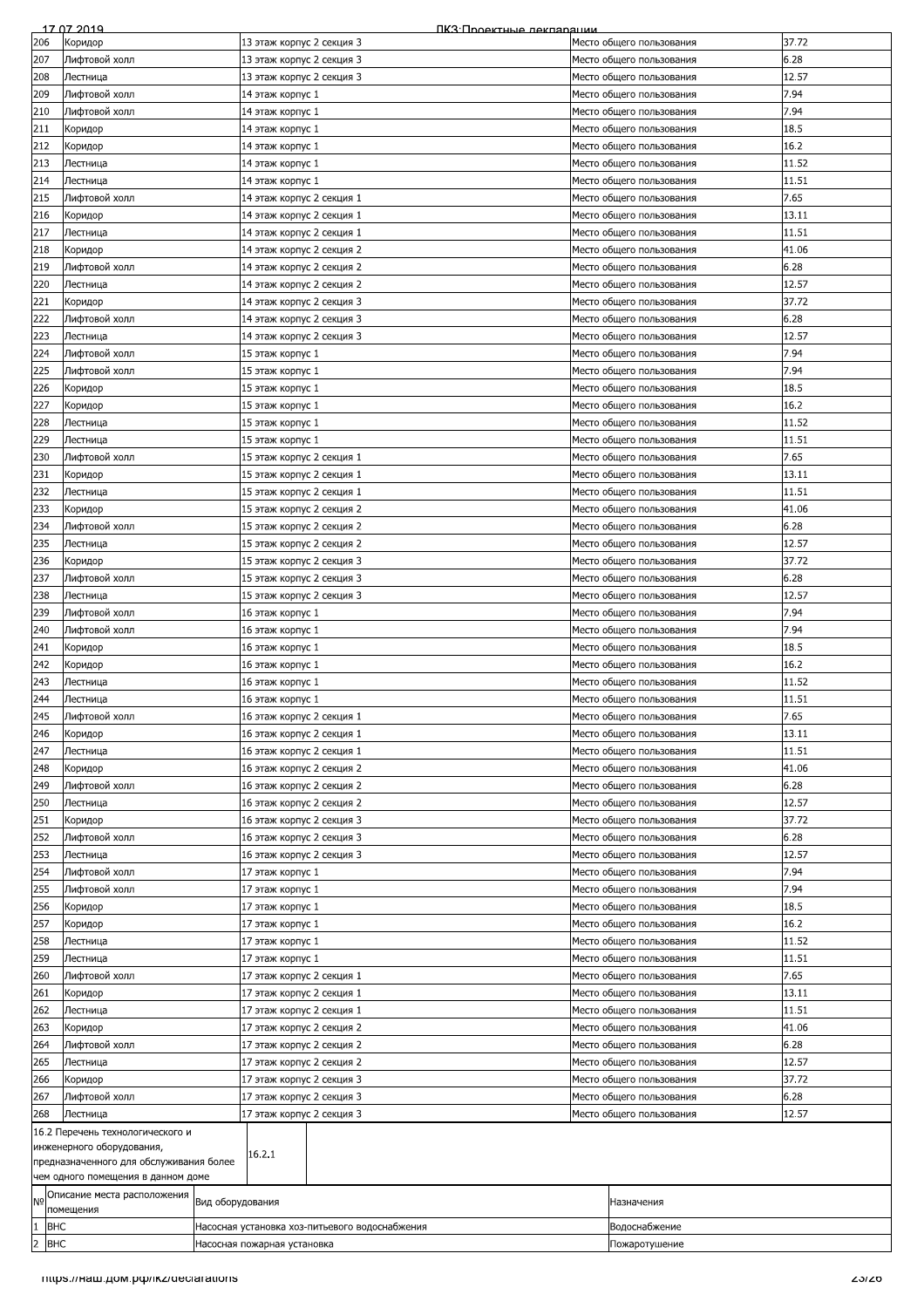| 206 | Коридор | 13 этаж корпус 2 секция 3 | Место общего пользования | 37.72 |
|---|---|---|---|---|
| 207 | Лифтовой холл | 13 этаж корпус 2 секция 3 | Место общего пользования | 6.28 |
| 208 | Лестница | 13 этаж корпус 2 секция 3 | Место общего пользования | 12.57 |
| 209 | Лифтовой холл | 14 этаж корпус 1 | Место общего пользования | 7.94 |
| 210 | Лифтовой холл | 14 этаж корпус 1 | Место общего пользования | 7.94 |
| 211 | Коридор | 14 этаж корпус 1 | Место общего пользования | 18.5 |
| 212 | Коридор | 14 этаж корпус 1 | Место общего пользования | 16.2 |
| 213 | Лестница | 14 этаж корпус 1 | Место общего пользования | 11.52 |
| 214 | Лестница | 14 этаж корпус 1 | Место общего пользования | 11.51 |
| 215 | Лифтовой холл | 14 этаж корпус 2 секция 1 | Место общего пользования | 7.65 |
| 216 | Коридор | 14 этаж корпус 2 секция 1 | Место общего пользования | 13.11 |
| 217 | Лестница | 14 этаж корпус 2 секция 1 | Место общего пользования | 11.51 |
| 218 | Коридор | 14 этаж корпус 2 секция 2 | Место общего пользования | 41.06 |
| 219 | Лифтовой холл | 14 этаж корпус 2 секция 2 | Место общего пользования | 6.28 |
| 220 | Лестница | 14 этаж корпус 2 секция 2 | Место общего пользования | 12.57 |
| 221 | Коридор | 14 этаж корпус 2 секция 3 | Место общего пользования | 37.72 |
| 222 | Лифтовой холл | 14 этаж корпус 2 секция 3 | Место общего пользования | 6.28 |
| 223 | Лестница | 14 этаж корпус 2 секция 3 | Место общего пользования | 12.57 |
| 224 | Лифтовой холл | 15 этаж корпус 1 | Место общего пользования | 7.94 |
| 225 | Лифтовой холл | 15 этаж корпус 1 | Место общего пользования | 7.94 |
| 226 | Коридор | 15 этаж корпус 1 | Место общего пользования | 18.5 |
| 227 | Коридор | 15 этаж корпус 1 | Место общего пользования | 16.2 |
| 228 | Лестница | 15 этаж корпус 1 | Место общего пользования | 11.52 |
| 229 | Лестница | 15 этаж корпус 1 | Место общего пользования | 11.51 |
| 230 | Лифтовой холл | 15 этаж корпус 2 секция 1 | Место общего пользования | 7.65 |
| 231 | Коридор | 15 этаж корпус 2 секция 1 | Место общего пользования | 13.11 |
| 232 | Лестница | 15 этаж корпус 2 секция 1 | Место общего пользования | 11.51 |
| 233 | Коридор | 15 этаж корпус 2 секция 2 | Место общего пользования | 41.06 |
| 234 | Лифтовой холл | 15 этаж корпус 2 секция 2 | Место общего пользования | 6.28 |
| 235 | Лестница | 15 этаж корпус 2 секция 2 | Место общего пользования | 12.57 |
| 236 | Коридор | 15 этаж корпус 2 секция 3 | Место общего пользования | 37.72 |
| 237 | Лифтовой холл | 15 этаж корпус 2 секция 3 | Место общего пользования | 6.28 |
| 238 | Лестница | 15 этаж корпус 2 секция 3 | Место общего пользования | 12.57 |
| 239 | Лифтовой холл | 16 этаж корпус 1 | Место общего пользования | 7.94 |
| 240 | Лифтовой холл | 16 этаж корпус 1 | Место общего пользования | 7.94 |
| 241 | Коридор | 16 этаж корпус 1 | Место общего пользования | 18.5 |
| 242 | Коридор | 16 этаж корпус 1 | Место общего пользования | 16.2 |
| 243 | Лестница | 16 этаж корпус 1 | Место общего пользования | 11.52 |
| 244 | Лестница | 16 этаж корпус 1 | Место общего пользования | 11.51 |
| 245 | Лифтовой холл | 16 этаж корпус 2 секция 1 | Место общего пользования | 7.65 |
| 246 | Коридор | 16 этаж корпус 2 секция 1 | Место общего пользования | 13.11 |
| 247 | Лестница | 16 этаж корпус 2 секция 1 | Место общего пользования | 11.51 |
| 248 | Коридор | 16 этаж корпус 2 секция 2 | Место общего пользования | 41.06 |
| 249 | Лифтовой холл | 16 этаж корпус 2 секция 2 | Место общего пользования | 6.28 |
| 250 | Лестница | 16 этаж корпус 2 секция 2 | Место общего пользования | 12.57 |
| 251 | Коридор | 16 этаж корпус 2 секция 3 | Место общего пользования | 37.72 |
| 252 | Лифтовой холл | 16 этаж корпус 2 секция 3 | Место общего пользования | 6.28 |
| 253 | Лестница | 16 этаж корпус 2 секция 3 | Место общего пользования | 12.57 |
| 254 | Лифтовой холл | 17 этаж корпус 1 | Место общего пользования | 7.94 |
| 255 | Лифтовой холл | 17 этаж корпус 1 | Место общего пользования | 7.94 |
| 256 | Коридор | 17 этаж корпус 1 | Место общего пользования | 18.5 |
| 257 | Коридор | 17 этаж корпус 1 | Место общего пользования | 16.2 |
| 258 | Лестница | 17 этаж корпус 1 | Место общего пользования | 11.52 |
| 259 | Лестница | 17 этаж корпус 1 | Место общего пользования | 11.51 |
| 260 | Лифтовой холл | 17 этаж корпус 2 секция 1 | Место общего пользования | 7.65 |
| 261 | Коридор | 17 этаж корпус 2 секция 1 | Место общего пользования | 13.11 |
| 262 | Лестница | 17 этаж корпус 2 секция 1 | Место общего пользования | 11.51 |
| 263 | Коридор | 17 этаж корпус 2 секция 2 | Место общего пользования | 41.06 |
| 264 | Лифтовой холл | 17 этаж корпус 2 секция 2 | Место общего пользования | 6.28 |
| 265 | Лестница | 17 этаж корпус 2 секция 2 | Место общего пользования | 12.57 |
| 266 | Коридор | 17 этаж корпус 2 секция 3 | Место общего пользования | 37.72 |
| 267 | Лифтовой холл | 17 этаж корпус 2 секция 3 | Место общего пользования | 6.28 |
| 268 | Лестница | 17 этаж корпус 2 секция 3 | Место общего пользования | 12.57 |

| 16.2 Перечень технологического и инженерного оборудования, предназначенного для обслуживания более чем одного помещения в данном доме | 16.2.1 |
|---|---|

| № | Описание места расположения помещения | Вид оборудования | Назначения |
|---|---|---|---|
| 1 | ВНС | Насосная установка хоз-питьевого водоснабжения | Водоснабжение |
| 2 | ВНС | Насосная пожарная установка | Пожаротушение |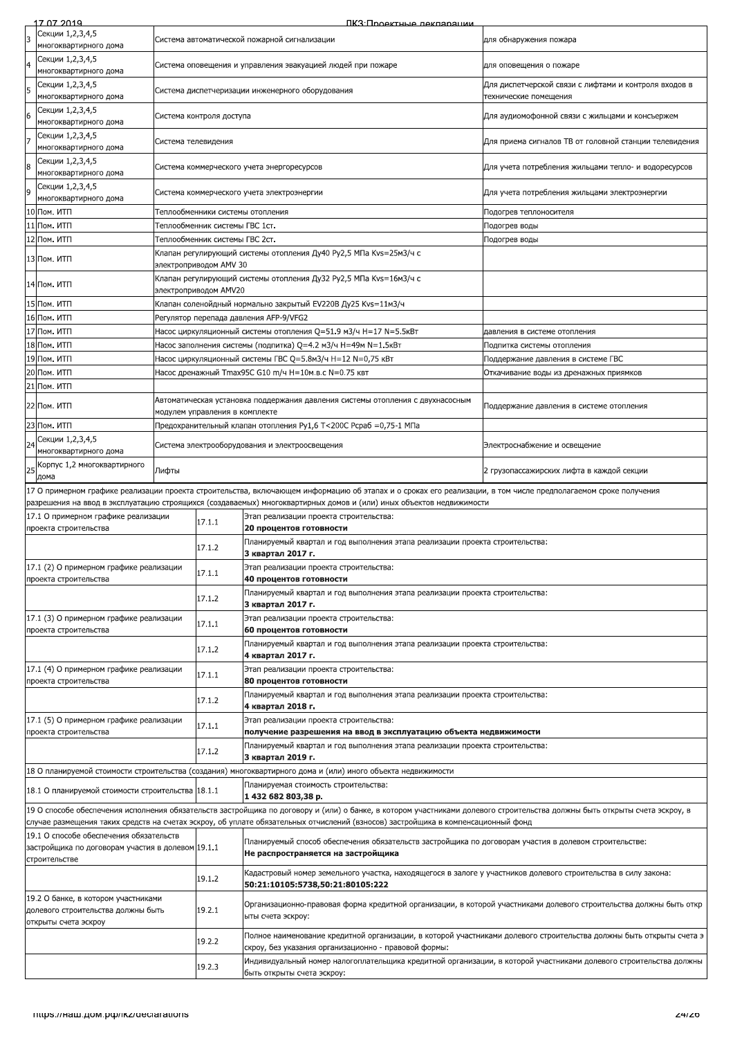| | | | |
|---|---|---|---|
| 3 | Секции 1,2,3,4,5 многоквартирного дома | Система автоматической пожарной сигнализации | для обнаружения пожара |
| 4 | Секции 1,2,3,4,5 многоквартирного дома | Система оповещения и управления эвакуацией людей при пожаре | для оповещения о пожаре |
| 5 | Секции 1,2,3,4,5 многоквартирного дома | Система диспетчеризации инженерного оборудования | Для диспетчерской связи с лифтами и контроля входов в технические помещения |
| 6 | Секции 1,2,3,4,5 многоквартирного дома | Система контроля доступа | Для аудиомофонной связи с жильцами и консьержем |
| 7 | Секции 1,2,3,4,5 многоквартирного дома | Система телевидения | Для приема сигналов ТВ от головной станции телевидения |
| 8 | Секции 1,2,3,4,5 многоквартирного дома | Система коммерческого учета энергоресурсов | Для учета потребления жильцами тепло- и водоресурсов |
| 9 | Секции 1,2,3,4,5 многоквартирного дома | Система коммерческого учета электроэнергии | Для учета потребления жильцами электроэнергии |
| 10 | Пом. ИТП | Теплообменники системы отопления | Подогрев теплоносителя |
| 11 | Пом. ИТП | Теплообменник системы ГВС 1ст. | Подогрев воды |
| 12 | Пом. ИТП | Теплообменник системы ГВС 2ст. | Подогрев воды |
| 13 | Пом. ИТП | Клапан регулирующий системы отопления Ду40 Ру2,5 МПа Kvs=25м3/ч с электроприводом AMV 30 | |
| 14 | Пом. ИТП | Клапан регулирующий системы отопления Ду32 Ру2,5 МПа Kvs=16м3/ч с электроприводом AMV20 | |
| 15 | Пом. ИТП | Клапан соленойдный нормально закрытый EV220B Ду25 Kvs=11м3/ч | |
| 16 | Пом. ИТП | Регулятор перепада давления AFP-9/VFG2 | |
| 17 | Пом. ИТП | Насос циркуляционный системы отопления Q=51.9 м3/ч H=17 N=5.5кВт | давления в системе отопления |
| 18 | Пом. ИТП | Насос заполнения системы (подпитка) Q=4.2 м3/ч H=49м N=1.5кВт | Подпитка системы отопления |
| 19 | Пом. ИТП | Насос циркуляционный системы ГВС Q=5.8м3/ч H=12 N=0,75 кВт | Поддержание давления в системе ГВС |
| 20 | Пом. ИТП | Насос дренажный Tmax95C G10 m/ч H=10м.в.с N=0.75 квт | Откачивание воды из дренажных приямков |
| 21 | Пом. ИТП | | |
| 22 | Пом. ИТП | Автоматическая установка поддержания давления системы отопления с двухнасосным модулем управления в комплекте | Поддержание давления в системе отопления |
| 23 | Пом. ИТП | Предохранительный клапан отопления Ру1,6 Т<200С Рсраб =0,75-1 МПа | |
| 24 | Секции 1,2,3,4,5 многоквартирного дома | Система электрооборудования и электроосвещения | Электроснабжение и освещение |
| 25 | Корпус 1,2 многоквартирного дома | Лифты | 2 грузопассажирских лифта в каждой секции |

17 О примерном графике реализации проекта строительства, включающем информацию об этапах и о сроках его реализации, в том числе предполагаемом сроке получения разрешения на ввод в эксплуатацию строящихся (создаваемых) многоквартирных домов и (или) иных объектов недвижимости

| | | |
|---|---|---|
| 17.1 О примерном графике реализации проекта строительства | 17.1.1 | Этап реализации проекта строительства: **20 процентов готовности** |
| | 17.1.2 | Планируемый квартал и год выполнения этапа реализации проекта строительства: **3 квартал 2017 г.** |
| 17.1 (2) О примерном графике реализации проекта строительства | 17.1.1 | Этап реализации проекта строительства: **40 процентов готовности** |
| | 17.1.2 | Планируемый квартал и год выполнения этапа реализации проекта строительства: **3 квартал 2017 г.** |
| 17.1 (3) О примерном графике реализации проекта строительства | 17.1.1 | Этап реализации проекта строительства: **60 процентов готовности** |
| | 17.1.2 | Планируемый квартал и год выполнения этапа реализации проекта строительства: **4 квартал 2017 г.** |
| 17.1 (4) О примерном графике реализации проекта строительства | 17.1.1 | Этап реализации проекта строительства: **80 процентов готовности** |
| | 17.1.2 | Планируемый квартал и год выполнения этапа реализации проекта строительства: **4 квартал 2018 г.** |
| 17.1 (5) О примерном графике реализации проекта строительства | 17.1.1 | Этап реализации проекта строительства: **получение разрешения на ввод в эксплуатацию объекта недвижимости** |
| | 17.1.2 | Планируемый квартал и год выполнения этапа реализации проекта строительства: **3 квартал 2019 г.** |

18 О планируемой стоимости строительства (создания) многоквартирного дома и (или) иного объекта недвижимости

| | | |
|---|---|---|
| 18.1 О планируемой стоимости строительства | 18.1.1 | Планируемая стоимость строительства: **1 432 682 803,38 р.** |

19 О способе обеспечения исполнения обязательств застройщика по договору и (или) о банке, в котором участниками долевого строительства должны быть открыты счета эскроу, в случае размещения таких средств на счетах эскроу, об уплате обязательных отчислений (взносов) застройщика в компенсационный фонд

| | | |
|---|---|---|
| 19.1 О способе обеспечения обязательств застройщика по договорам участия в долевом строительстве | 19.1.1 | Планируемый способ обеспечения обязательств застройщика по договорам участия в долевом строительстве: **Не распространяется на застройщика** |
| | 19.1.2 | Кадастровый номер земельного участка, находящегося в залоге у участников долевого строительства в силу закона: **50:21:10105:5738,50:21:80105:222** |
| 19.2 О банке, в котором участниками долевого строительства должны быть открыты счета эскроу | 19.2.1 | Организационно-правовая форма кредитной организации, в которой участниками долевого строительства должны быть открыты счета эскроу: |
| | 19.2.2 | Полное наименование кредитной организации, в которой участниками долевого строительства должны быть открыты счета эскроу, без указания организационно - правовой формы: |
| | 19.2.3 | Индивидуальный номер налогоплательщика кредитной организации, в которой участниками долевого строительства должны быть открыты счета эскроу: |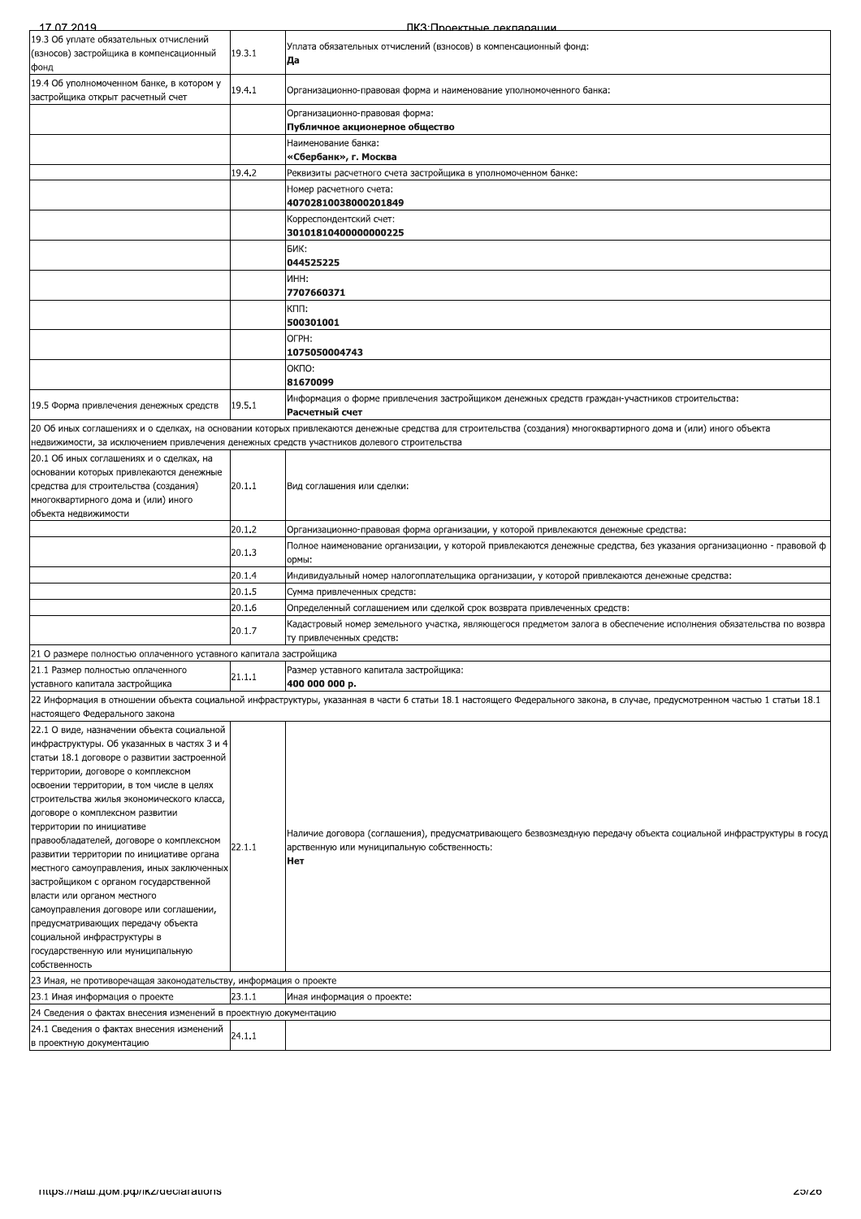| | | |
|---|---|---|
| 19.3 Об уплате обязательных отчислений (взносов) застройщика в компенсационный фонд | 19.3.1 | Уплата обязательных отчислений (взносов) в компенсационный фонд:<br>**Да** |
| 19.4 Об уполномоченном банке, в котором у застройщика открыт расчетный счет | 19.4.1 | Организационно-правовая форма и наименование уполномоченного банка: |
| | | Организационно-правовая форма:<br>**Публичное акционерное общество** |
| | | Наименование банка:<br>**«Сбербанк», г. Москва** |
| | 19.4.2 | Реквизиты расчетного счета застройщика в уполномоченном банке: |
| | | Номер расчетного счета:<br>**40702810038000201849** |
| | | Корреспондентский счет:<br>**30101810400000000225** |
| | | БИК:<br>**044525225** |
| | | ИНН:<br>**7707660371** |
| | | КПП:<br>**500301001** |
| | | ОГРН:<br>**1075050004743** |
| | | ОКПО:<br>**81670099** |
| 19.5 Форма привлечения денежных средств | 19.5.1 | Информация о форме привлечения застройщиком денежных средств граждан-участников строительства:<br>**Расчетный счет** |
| 20 Об иных соглашениях и о сделках, на основании которых привлекаются денежные средства для строительства (создания) многоквартирного дома и (или) иного объекта недвижимости, за исключением привлечения денежных средств участников долевого строительства | | |
| 20.1 Об иных соглашениях и о сделках, на основании которых привлекаются денежные средства для строительства (создания) многоквартирного дома и (или) иного объекта недвижимости | 20.1.1 | Вид соглашения или сделки: |
| | 20.1.2 | Организационно-правовая форма организации, у которой привлекаются денежные средства: |
| | 20.1.3 | Полное наименование организации, у которой привлекаются денежные средства, без указания организационно - правовой формы: |
| | 20.1.4 | Индивидуальный номер налогоплательщика организации, у которой привлекаются денежные средства: |
| | 20.1.5 | Сумма привлеченных средств: |
| | 20.1.6 | Определенный соглашением или сделкой срок возврата привлеченных средств: |
| | 20.1.7 | Кадастровый номер земельного участка, являющегося предметом залога в обеспечение исполнения обязательства по возврату привлеченных средств: |
| 21 О размере полностью оплаченного уставного капитала застройщика | | |
| 21.1 Размер полностью оплаченного уставного капитала застройщика | 21.1.1 | Размер уставного капитала застройщика:<br>**400 000 000 р.** |
| 22 Информация в отношении объекта социальной инфраструктуры, указанная в части 6 статьи 18.1 настоящего Федерального закона, в случае, предусмотренном частью 1 статьи 18.1 настоящего Федерального закона | | |
| 22.1 О виде, назначении объекта социальной инфраструктуры. Об указанных в частях 3 и 4 статьи 18.1 договоре о развитии застроенной территории, договоре о комплексном освоении территории, в том числе в целях строительства жилья экономического класса, договоре о комплексном развитии территории по инициативе правообладателей, договоре о комплексном развитии территории по инициативе органа местного самоуправления, иных заключенных застройщиком с органом государственной власти или органом местного самоуправления договоре или соглашении, предусматривающих передачу объекта социальной инфраструктуры в государственную или муниципальную собственность | 22.1.1 | Наличие договора (соглашения), предусматривающего безвозмездную передачу объекта социальной инфраструктуры в государственную или муниципальную собственность:<br>**Нет** |
| 23 Иная, не противоречащая законодательству, информация о проекте | | |
| 23.1 Иная информация о проекте | 23.1.1 | Иная информация о проекте: |
| 24 Сведения о фактах внесения изменений в проектную документацию | | |
| 24.1 Сведения о фактах внесения изменений в проектную документацию | 24.1.1 | |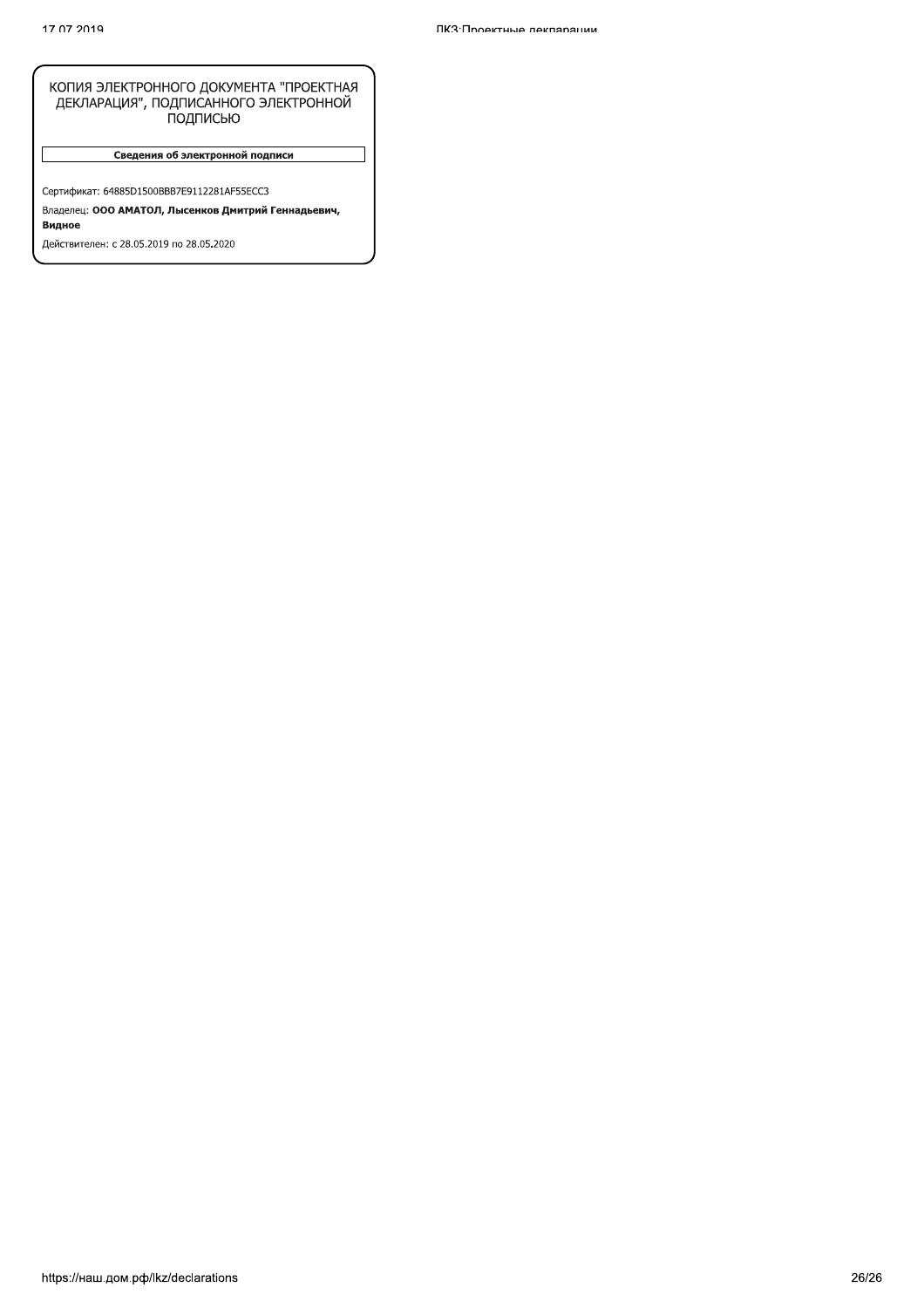КОПИЯ ЭЛЕКТРОННОГО ДОКУМЕНТА "ПРОЕКТНАЯ ДЕКЛАРАЦИЯ", ПОДПИСАННОГО ЭЛЕКТРОННОЙ ПОДПИСЬЮ

**Сведения об электронной подписи**

Сертификат: 64885D1500BBB7E9112281AF55ECC3

Владелец: **ООО АМАТОЛ, Лысенков Дмитрий Геннадьевич, Видное**

Действителен: с 28.05.2019 по 28.05.2020